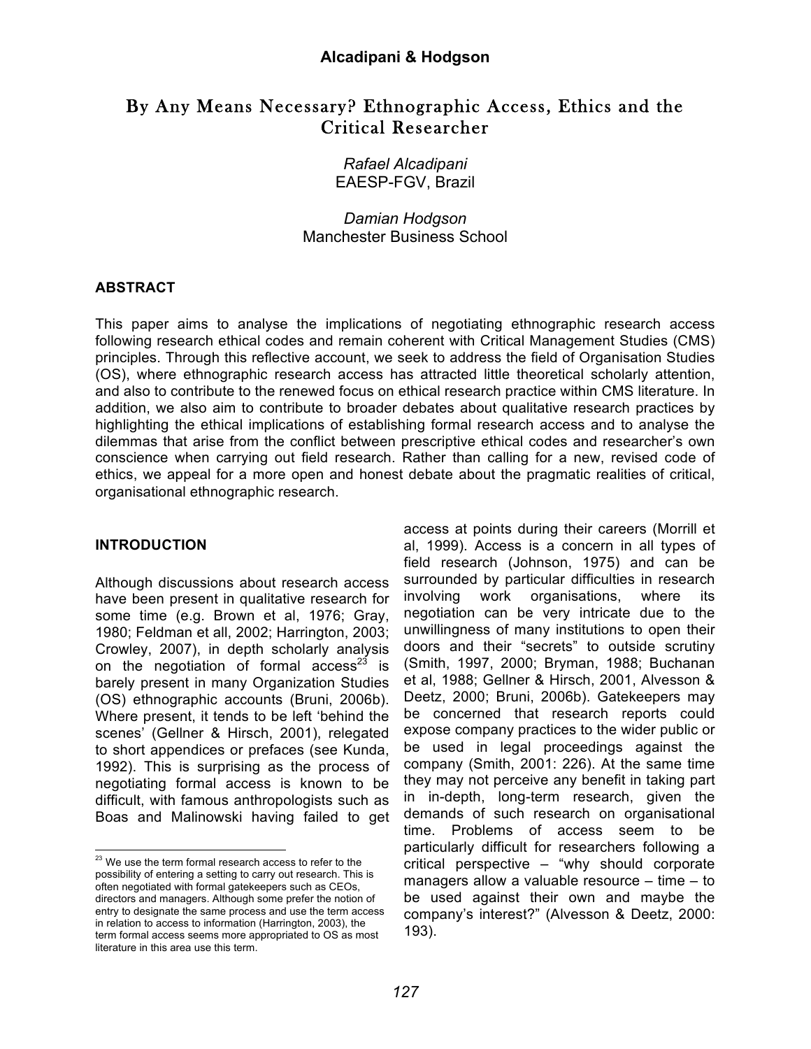# By Any Means Necessary? Ethnographic Access, Ethics and the Critical Researcher

*Rafael Alcadipani*
EAESP-FGV, Brazil

*Damian Hodgson*
Manchester Business School

## ABSTRACT

This paper aims to analyse the implications of negotiating ethnographic research access following research ethical codes and remain coherent with Critical Management Studies (CMS) principles. Through this reflective account, we seek to address the field of Organisation Studies (OS), where ethnographic research access has attracted little theoretical scholarly attention, and also to contribute to the renewed focus on ethical research practice within CMS literature. In addition, we also aim to contribute to broader debates about qualitative research practices by highlighting the ethical implications of establishing formal research access and to analyse the dilemmas that arise from the conflict between prescriptive ethical codes and researcher's own conscience when carrying out field research. Rather than calling for a new, revised code of ethics, we appeal for a more open and honest debate about the pragmatic realities of critical, organisational ethnographic research.

## INTRODUCTION

Although discussions about research access have been present in qualitative research for some time (e.g. Brown et al, 1976; Gray, 1980; Feldman et all, 2002; Harrington, 2003; Crowley, 2007), in depth scholarly analysis on the negotiation of formal access[23] is barely present in many Organization Studies (OS) ethnographic accounts (Bruni, 2006b). Where present, it tends to be left 'behind the scenes' (Gellner & Hirsch, 2001), relegated to short appendices or prefaces (see Kunda, 1992). This is surprising as the process of negotiating formal access is known to be difficult, with famous anthropologists such as Boas and Malinowski having failed to get access at points during their careers (Morrill et al, 1999). Access is a concern in all types of field research (Johnson, 1975) and can be surrounded by particular difficulties in research involving work organisations, where its negotiation can be very intricate due to the unwillingness of many institutions to open their doors and their "secrets" to outside scrutiny (Smith, 1997, 2000; Bryman, 1988; Buchanan et al, 1988; Gellner & Hirsch, 2001, Alvesson & Deetz, 2000; Bruni, 2006b). Gatekeepers may be concerned that research reports could expose company practices to the wider public or be used in legal proceedings against the company (Smith, 2001: 226). At the same time they may not perceive any benefit in taking part in in-depth, long-term research, given the demands of such research on organisational time. Problems of access seem to be particularly difficult for researchers following a critical perspective – "why should corporate managers allow a valuable resource – time – to be used against their own and maybe the company's interest?" (Alvesson & Deetz, 2000: 193).

[23] We use the term formal research access to refer to the possibility of entering a setting to carry out research. This is often negotiated with formal gatekeepers such as CEOs, directors and managers. Although some prefer the notion of entry to designate the same process and use the term access in relation to access to information (Harrington, 2003), the term formal access seems more appropriated to OS as most literature in this area use this term.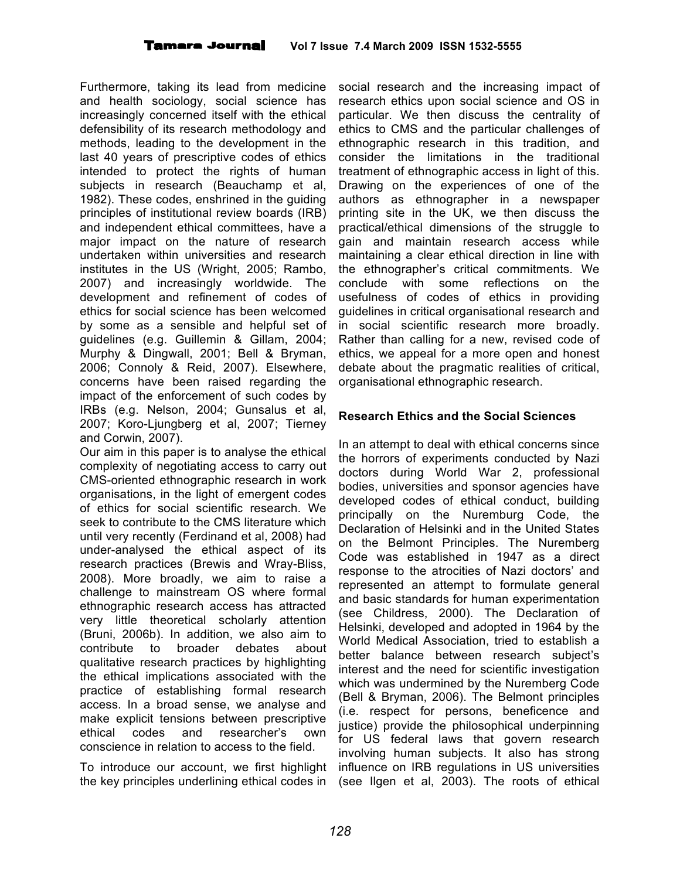Furthermore, taking its lead from medicine and health sociology, social science has increasingly concerned itself with the ethical defensibility of its research methodology and methods, leading to the development in the last 40 years of prescriptive codes of ethics intended to protect the rights of human subjects in research (Beauchamp et al, 1982). These codes, enshrined in the guiding principles of institutional review boards (IRB) and independent ethical committees, have a major impact on the nature of research undertaken within universities and research institutes in the US (Wright, 2005; Rambo, 2007) and increasingly worldwide. The development and refinement of codes of ethics for social science has been welcomed by some as a sensible and helpful set of guidelines (e.g. Guillemin & Gillam, 2004; Murphy & Dingwall, 2001; Bell & Bryman, 2006; Connoly & Reid, 2007). Elsewhere, concerns have been raised regarding the impact of the enforcement of such codes by IRBs (e.g. Nelson, 2004; Gunsalus et al, 2007; Koro-Ljungberg et al, 2007; Tierney and Corwin, 2007).

Our aim in this paper is to analyse the ethical complexity of negotiating access to carry out CMS-oriented ethnographic research in work organisations, in the light of emergent codes of ethics for social scientific research. We seek to contribute to the CMS literature which until very recently (Ferdinand et al, 2008) had under-analysed the ethical aspect of its research practices (Brewis and Wray-Bliss, 2008). More broadly, we aim to raise a challenge to mainstream OS where formal ethnographic research access has attracted very little theoretical scholarly attention (Bruni, 2006b). In addition, we also aim to contribute to broader debates about qualitative research practices by highlighting the ethical implications associated with the practice of establishing formal research access. In a broad sense, we analyse and make explicit tensions between prescriptive ethical codes and researcher's own conscience in relation to access to the field.

To introduce our account, we first highlight the key principles underlining ethical codes in social research and the increasing impact of research ethics upon social science and OS in particular. We then discuss the centrality of ethics to CMS and the particular challenges of ethnographic research in this tradition, and consider the limitations in the traditional treatment of ethnographic access in light of this. Drawing on the experiences of one of the authors as ethnographer in a newspaper printing site in the UK, we then discuss the practical/ethical dimensions of the struggle to gain and maintain research access while maintaining a clear ethical direction in line with the ethnographer's critical commitments. We conclude with some reflections on the usefulness of codes of ethics in providing guidelines in critical organisational research and in social scientific research more broadly. Rather than calling for a new, revised code of ethics, we appeal for a more open and honest debate about the pragmatic realities of critical, organisational ethnographic research.

## Research Ethics and the Social Sciences

In an attempt to deal with ethical concerns since the horrors of experiments conducted by Nazi doctors during World War 2, professional bodies, universities and sponsor agencies have developed codes of ethical conduct, building principally on the Nuremburg Code, the Declaration of Helsinki and in the United States on the Belmont Principles. The Nuremberg Code was established in 1947 as a direct response to the atrocities of Nazi doctors' and represented an attempt to formulate general and basic standards for human experimentation (see Childress, 2000). The Declaration of Helsinki, developed and adopted in 1964 by the World Medical Association, tried to establish a better balance between research subject's interest and the need for scientific investigation which was undermined by the Nuremberg Code (Bell & Bryman, 2006). The Belmont principles (i.e. respect for persons, beneficence and justice) provide the philosophical underpinning for US federal laws that govern research involving human subjects. It also has strong influence on IRB regulations in US universities (see Ilgen et al, 2003). The roots of ethical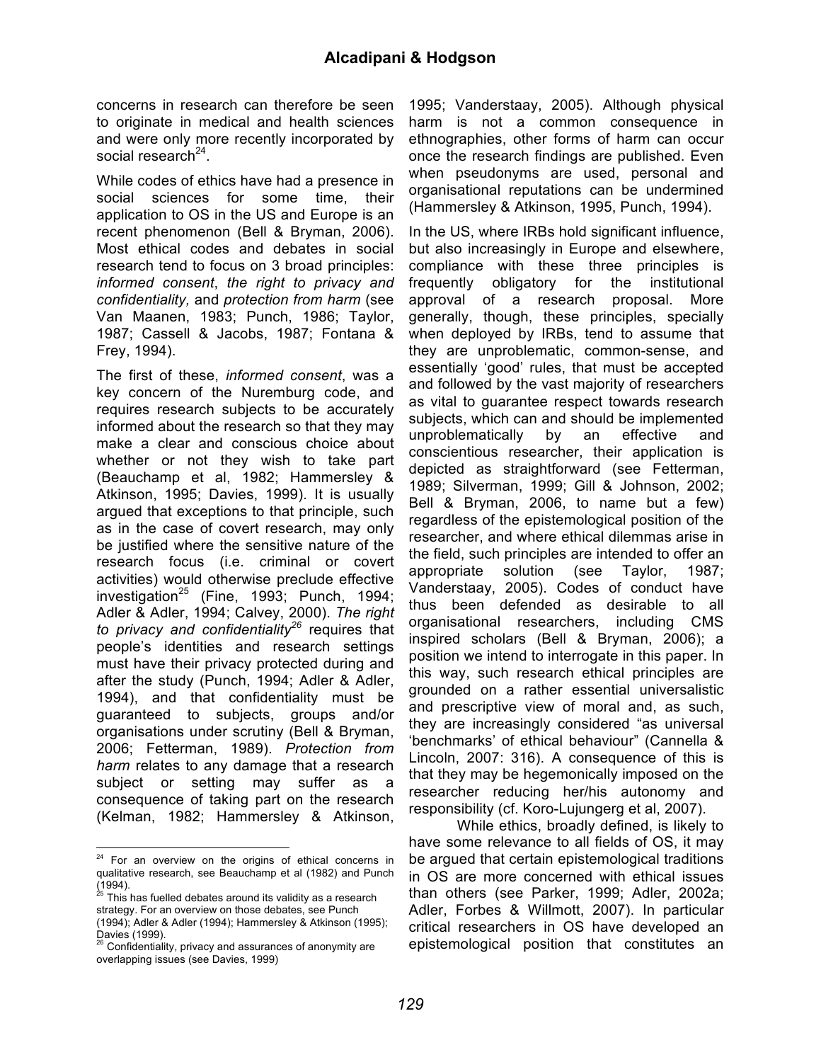concerns in research can therefore be seen to originate in medical and health sciences and were only more recently incorporated by social research[24].

While codes of ethics have had a presence in social sciences for some time, their application to OS in the US and Europe is an recent phenomenon (Bell & Bryman, 2006). Most ethical codes and debates in social research tend to focus on 3 broad principles: *informed consent*, *the right to privacy and confidentiality,* and *protection from harm* (see Van Maanen, 1983; Punch, 1986; Taylor, 1987; Cassell & Jacobs, 1987; Fontana & Frey, 1994).

The first of these, *informed consent*, was a key concern of the Nuremburg code, and requires research subjects to be accurately informed about the research so that they may make a clear and conscious choice about whether or not they wish to take part (Beauchamp et al, 1982; Hammersley & Atkinson, 1995; Davies, 1999). It is usually argued that exceptions to that principle, such as in the case of covert research, may only be justified where the sensitive nature of the research focus (i.e. criminal or covert activities) would otherwise preclude effective investigation[25] (Fine, 1993; Punch, 1994; Adler & Adler, 1994; Calvey, 2000). *The right to privacy and confidentiality*[26] requires that people's identities and research settings must have their privacy protected during and after the study (Punch, 1994; Adler & Adler, 1994), and that confidentiality must be guaranteed to subjects, groups and/or organisations under scrutiny (Bell & Bryman, 2006; Fetterman, 1989). *Protection from harm* relates to any damage that a research subject or setting may suffer as a consequence of taking part on the research (Kelman, 1982; Hammersley & Atkinson, 1995; Vanderstaay, 2005). Although physical harm is not a common consequence in ethnographies, other forms of harm can occur once the research findings are published. Even when pseudonyms are used, personal and organisational reputations can be undermined (Hammersley & Atkinson, 1995, Punch, 1994).

In the US, where IRBs hold significant influence, but also increasingly in Europe and elsewhere, compliance with these three principles is frequently obligatory for the institutional approval of a research proposal. More generally, though, these principles, specially when deployed by IRBs, tend to assume that they are unproblematic, common-sense, and essentially 'good' rules, that must be accepted and followed by the vast majority of researchers as vital to guarantee respect towards research subjects, which can and should be implemented unproblematically by an effective and conscientious researcher, their application is depicted as straightforward (see Fetterman, 1989; Silverman, 1999; Gill & Johnson, 2002; Bell & Bryman, 2006, to name but a few) regardless of the epistemological position of the researcher, and where ethical dilemmas arise in the field, such principles are intended to offer an appropriate solution (see Taylor, 1987; Vanderstaay, 2005). Codes of conduct have thus been defended as desirable to all organisational researchers, including CMS inspired scholars (Bell & Bryman, 2006); a position we intend to interrogate in this paper. In this way, such research ethical principles are grounded on a rather essential universalistic and prescriptive view of moral and, as such, they are increasingly considered "as universal 'benchmarks' of ethical behaviour" (Cannella & Lincoln, 2007: 316). A consequence of this is that they may be hegemonically imposed on the researcher reducing her/his autonomy and responsibility (cf. Koro-Lujungerg et al, 2007).

While ethics, broadly defined, is likely to have some relevance to all fields of OS, it may be argued that certain epistemological traditions in OS are more concerned with ethical issues than others (see Parker, 1999; Adler, 2002a; Adler, Forbes & Willmott, 2007). In particular critical researchers in OS have developed an epistemological position that constitutes an

---

[24] For an overview on the origins of ethical concerns in qualitative research, see Beauchamp et al (1982) and Punch (1994).

[25] This has fuelled debates around its validity as a research strategy. For an overview on those debates, see Punch (1994); Adler & Adler (1994); Hammersley & Atkinson (1995); Davies (1999).

[26] Confidentiality, privacy and assurances of anonymity are overlapping issues (see Davies, 1999)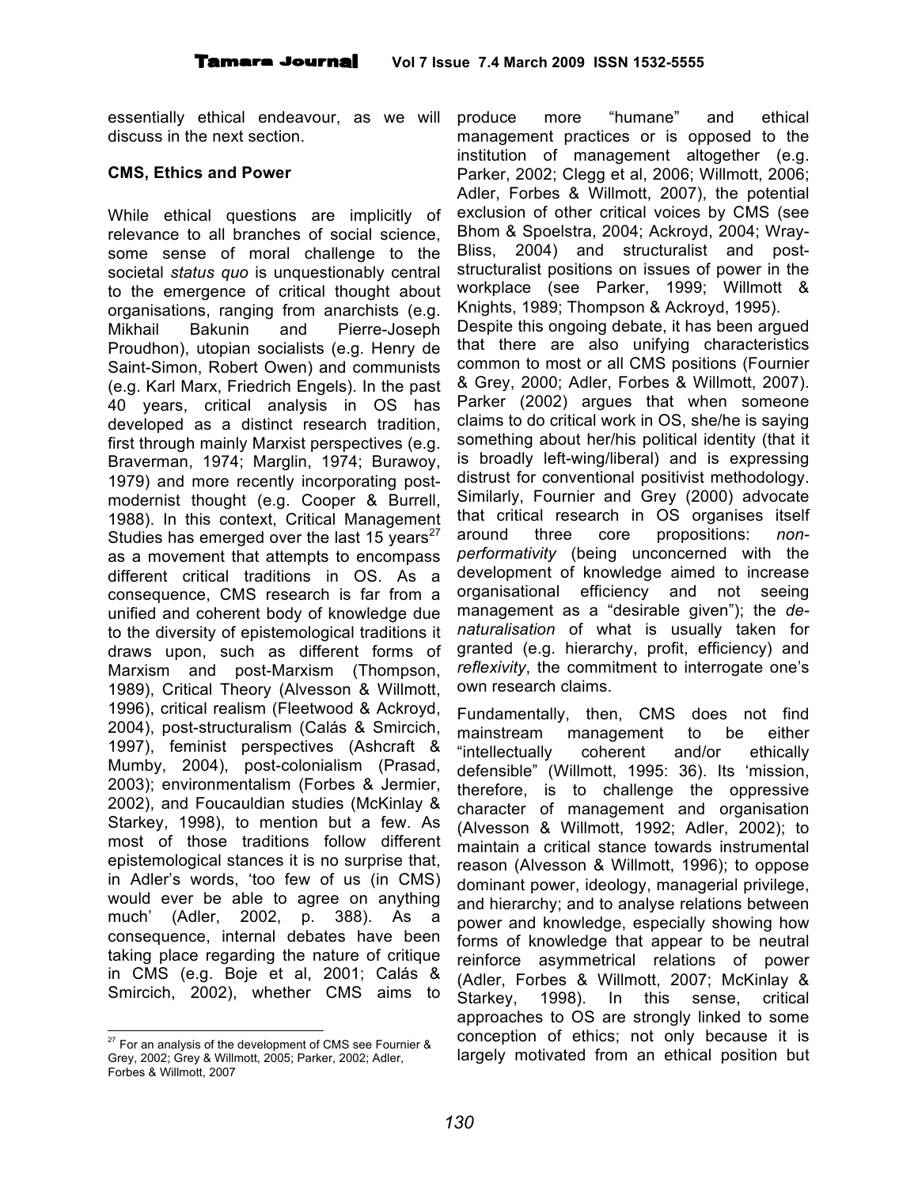essentially ethical endeavour, as we will discuss in the next section.

**CMS, Ethics and Power**

While ethical questions are implicitly of relevance to all branches of social science, some sense of moral challenge to the societal *status quo* is unquestionably central to the emergence of critical thought about organisations, ranging from anarchists (e.g. Mikhail Bakunin and Pierre-Joseph Proudhon), utopian socialists (e.g. Henry de Saint-Simon, Robert Owen) and communists (e.g. Karl Marx, Friedrich Engels). In the past 40 years, critical analysis in OS has developed as a distinct research tradition, first through mainly Marxist perspectives (e.g. Braverman, 1974; Marglin, 1974; Burawoy, 1979) and more recently incorporating post-modernist thought (e.g. Cooper & Burrell, 1988). In this context, Critical Management Studies has emerged over the last 15 years[27] as a movement that attempts to encompass different critical traditions in OS. As a consequence, CMS research is far from a unified and coherent body of knowledge due to the diversity of epistemological traditions it draws upon, such as different forms of Marxism and post-Marxism (Thompson, 1989), Critical Theory (Alvesson & Willmott, 1996), critical realism (Fleetwood & Ackroyd, 2004), post-structuralism (Calás & Smircich, 1997), feminist perspectives (Ashcraft & Mumby, 2004), post-colonialism (Prasad, 2003); environmentalism (Forbes & Jermier, 2002), and Foucauldian studies (McKinlay & Starkey, 1998), to mention but a few. As most of those traditions follow different epistemological stances it is no surprise that, in Adler's words, 'too few of us (in CMS) would ever be able to agree on anything much' (Adler, 2002, p. 388). As a consequence, internal debates have been taking place regarding the nature of critique in CMS (e.g. Boje et al, 2001; Calás & Smircich, 2002), whether CMS aims to produce more "humane" and ethical management practices or is opposed to the institution of management altogether (e.g. Parker, 2002; Clegg et al, 2006; Willmott, 2006; Adler, Forbes & Willmott, 2007), the potential exclusion of other critical voices by CMS (see Bhom & Spoelstra, 2004; Ackroyd, 2004; Wray-Bliss, 2004) and structuralist and post-structuralist positions on issues of power in the workplace (see Parker, 1999; Willmott & Knights, 1989; Thompson & Ackroyd, 1995).

Despite this ongoing debate, it has been argued that there are also unifying characteristics common to most or all CMS positions (Fournier & Grey, 2000; Adler, Forbes & Willmott, 2007). Parker (2002) argues that when someone claims to do critical work in OS, she/he is saying something about her/his political identity (that it is broadly left-wing/liberal) and is expressing distrust for conventional positivist methodology. Similarly, Fournier and Grey (2000) advocate that critical research in OS organises itself around three core propositions: *non-performativity* (being unconcerned with the development of knowledge aimed to increase organisational efficiency and not seeing management as a "desirable given"); the *de-naturalisation* of what is usually taken for granted (e.g. hierarchy, profit, efficiency) and *reflexivity*, the commitment to interrogate one's own research claims.

Fundamentally, then, CMS does not find mainstream management to be either "intellectually coherent and/or ethically defensible" (Willmott, 1995: 36). Its 'mission, therefore, is to challenge the oppressive character of management and organisation (Alvesson & Willmott, 1992; Adler, 2002); to maintain a critical stance towards instrumental reason (Alvesson & Willmott, 1996); to oppose dominant power, ideology, managerial privilege, and hierarchy; and to analyse relations between power and knowledge, especially showing how forms of knowledge that appear to be neutral reinforce asymmetrical relations of power (Adler, Forbes & Willmott, 2007; McKinlay & Starkey, 1998). In this sense, critical approaches to OS are strongly linked to some conception of ethics; not only because it is largely motivated from an ethical position but

[27] For an analysis of the development of CMS see Fournier & Grey, 2002; Grey & Willmott, 2005; Parker, 2002; Adler, Forbes & Willmott, 2007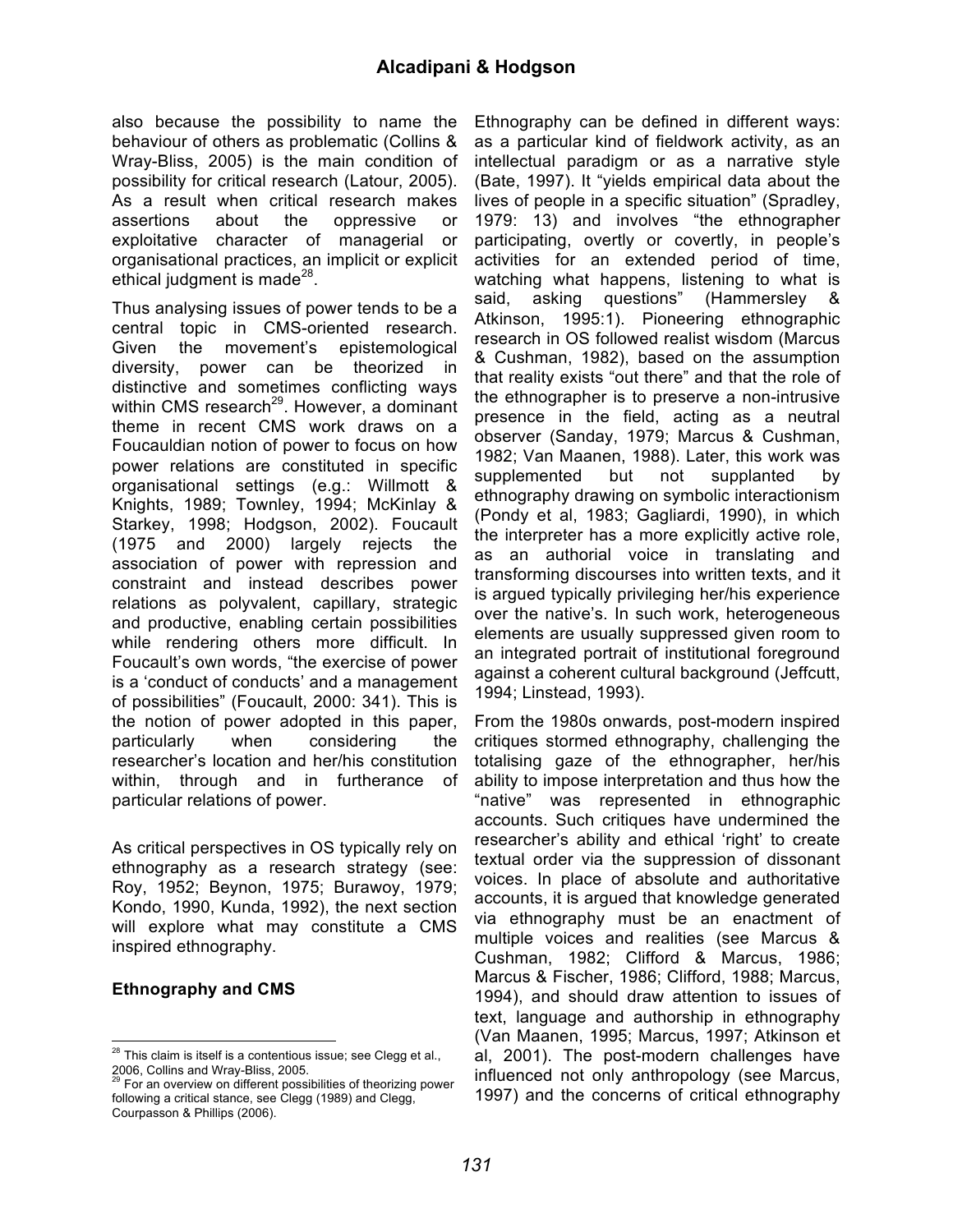also because the possibility to name the behaviour of others as problematic (Collins & Wray-Bliss, 2005) is the main condition of possibility for critical research (Latour, 2005). As a result when critical research makes assertions about the oppressive or exploitative character of managerial or organisational practices, an implicit or explicit ethical judgment is made[28].

Thus analysing issues of power tends to be a central topic in CMS-oriented research. Given the movement's epistemological diversity, power can be theorized in distinctive and sometimes conflicting ways within CMS research[29]. However, a dominant theme in recent CMS work draws on a Foucauldian notion of power to focus on how power relations are constituted in specific organisational settings (e.g.: Willmott & Knights, 1989; Townley, 1994; McKinlay & Starkey, 1998; Hodgson, 2002). Foucault (1975 and 2000) largely rejects the association of power with repression and constraint and instead describes power relations as polyvalent, capillary, strategic and productive, enabling certain possibilities while rendering others more difficult. In Foucault's own words, "the exercise of power is a 'conduct of conducts' and a management of possibilities" (Foucault, 2000: 341). This is the notion of power adopted in this paper, particularly when considering the researcher's location and her/his constitution within, through and in furtherance of particular relations of power.

As critical perspectives in OS typically rely on ethnography as a research strategy (see: Roy, 1952; Beynon, 1975; Burawoy, 1979; Kondo, 1990, Kunda, 1992), the next section will explore what may constitute a CMS inspired ethnography.

## Ethnography and CMS

Ethnography can be defined in different ways: as a particular kind of fieldwork activity, as an intellectual paradigm or as a narrative style (Bate, 1997). It "yields empirical data about the lives of people in a specific situation" (Spradley, 1979: 13) and involves "the ethnographer participating, overtly or covertly, in people's activities for an extended period of time, watching what happens, listening to what is said, asking questions" (Hammersley & Atkinson, 1995:1). Pioneering ethnographic research in OS followed realist wisdom (Marcus & Cushman, 1982), based on the assumption that reality exists "out there" and that the role of the ethnographer is to preserve a non-intrusive presence in the field, acting as a neutral observer (Sanday, 1979; Marcus & Cushman, 1982; Van Maanen, 1988). Later, this work was supplemented but not supplanted by ethnography drawing on symbolic interactionism (Pondy et al, 1983; Gagliardi, 1990), in which the interpreter has a more explicitly active role, as an authorial voice in translating and transforming discourses into written texts, and it is argued typically privileging her/his experience over the native's. In such work, heterogeneous elements are usually suppressed given room to an integrated portrait of institutional foreground against a coherent cultural background (Jeffcutt, 1994; Linstead, 1993).

From the 1980s onwards, post-modern inspired critiques stormed ethnography, challenging the totalising gaze of the ethnographer, her/his ability to impose interpretation and thus how the "native" was represented in ethnographic accounts. Such critiques have undermined the researcher's ability and ethical 'right' to create textual order via the suppression of dissonant voices. In place of absolute and authoritative accounts, it is argued that knowledge generated via ethnography must be an enactment of multiple voices and realities (see Marcus & Cushman, 1982; Clifford & Marcus, 1986; Marcus & Fischer, 1986; Clifford, 1988; Marcus, 1994), and should draw attention to issues of text, language and authorship in ethnography (Van Maanen, 1995; Marcus, 1997; Atkinson et al, 2001). The post-modern challenges have influenced not only anthropology (see Marcus, 1997) and the concerns of critical ethnography

---

[28] This claim is itself is a contentious issue; see Clegg et al., 2006, Collins and Wray-Bliss, 2005.

[29] For an overview on different possibilities of theorizing power following a critical stance, see Clegg (1989) and Clegg, Courpasson & Phillips (2006).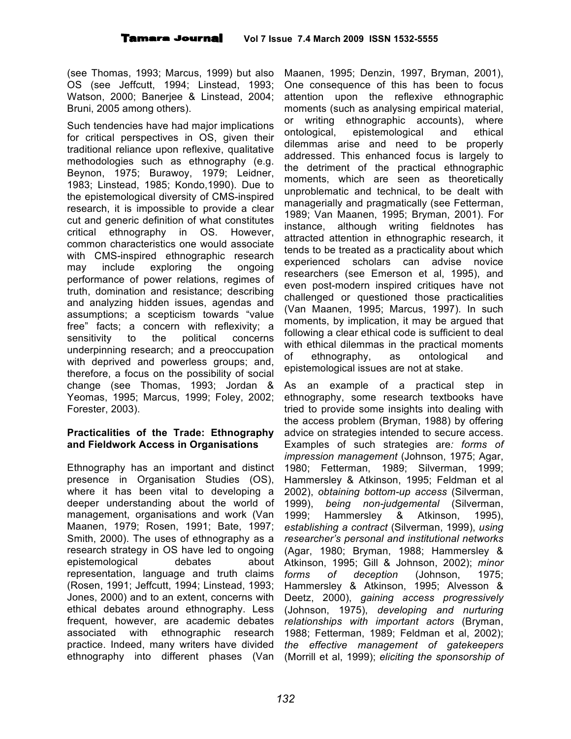(see Thomas, 1993; Marcus, 1999) but also OS (see Jeffcutt, 1994; Linstead, 1993; Watson, 2000; Banerjee & Linstead, 2004; Bruni, 2005 among others).

Such tendencies have had major implications for critical perspectives in OS, given their traditional reliance upon reflexive, qualitative methodologies such as ethnography (e.g. Beynon, 1975; Burawoy, 1979; Leidner, 1983; Linstead, 1985; Kondo,1990). Due to the epistemological diversity of CMS-inspired research, it is impossible to provide a clear cut and generic definition of what constitutes critical ethnography in OS. However, common characteristics one would associate with CMS-inspired ethnographic research may include exploring the ongoing performance of power relations, regimes of truth, domination and resistance; describing and analyzing hidden issues, agendas and assumptions; a scepticism towards "value free" facts; a concern with reflexivity; a sensitivity to the political concerns underpinning research; and a preoccupation with deprived and powerless groups; and, therefore, a focus on the possibility of social change (see Thomas, 1993; Jordan & Yeomas, 1995; Marcus, 1999; Foley, 2002; Forester, 2003).

### Practicalities of the Trade: Ethnography and Fieldwork Access in Organisations

Ethnography has an important and distinct presence in Organisation Studies (OS), where it has been vital to developing a deeper understanding about the world of management, organisations and work (Van Maanen, 1979; Rosen, 1991; Bate, 1997; Smith, 2000). The uses of ethnography as a research strategy in OS have led to ongoing epistemological debates about representation, language and truth claims (Rosen, 1991; Jeffcutt, 1994; Linstead, 1993; Jones, 2000) and to an extent, concerns with ethical debates around ethnography. Less frequent, however, are academic debates associated with ethnographic research practice. Indeed, many writers have divided ethnography into different phases (Van Maanen, 1995; Denzin, 1997, Bryman, 2001), One consequence of this has been to focus attention upon the reflexive ethnographic moments (such as analysing empirical material, or writing ethnographic accounts), where ontological, epistemological and ethical dilemmas arise and need to be properly addressed. This enhanced focus is largely to the detriment of the practical ethnographic moments, which are seen as theoretically unproblematic and technical, to be dealt with managerially and pragmatically (see Fetterman, 1989; Van Maanen, 1995; Bryman, 2001). For instance, although writing fieldnotes has attracted attention in ethnographic research, it tends to be treated as a practicality about which experienced scholars can advise novice researchers (see Emerson et al, 1995), and even post-modern inspired critiques have not challenged or questioned those practicalities (Van Maanen, 1995; Marcus, 1997). In such moments, by implication, it may be argued that following a clear ethical code is sufficient to deal with ethical dilemmas in the practical moments of ethnography, as ontological and epistemological issues are not at stake.

As an example of a practical step in ethnography, some research textbooks have tried to provide some insights into dealing with the access problem (Bryman, 1988) by offering advice on strategies intended to secure access. Examples of such strategies are*: forms of impression management* (Johnson, 1975; Agar, 1980; Fetterman, 1989; Silverman, 1999; Hammersley & Atkinson, 1995; Feldman et al 2002), *obtaining bottom-up access* (Silverman, 1999), *being non-judgemental* (Silverman, 1999; Hammersley & Atkinson, 1995), *establishing a contract* (Silverman, 1999), *using researcher's personal and institutional networks* (Agar, 1980; Bryman, 1988; Hammersley & Atkinson, 1995; Gill & Johnson, 2002); *minor forms of deception* (Johnson, 1975; Hammersley & Atkinson, 1995; Alvesson & Deetz, 2000), *gaining access progressively* (Johnson, 1975), *developing and nurturing relationships with important actors* (Bryman, 1988; Fetterman, 1989; Feldman et al, 2002); *the effective management of gatekeepers* (Morrill et al, 1999); *eliciting the sponsorship of*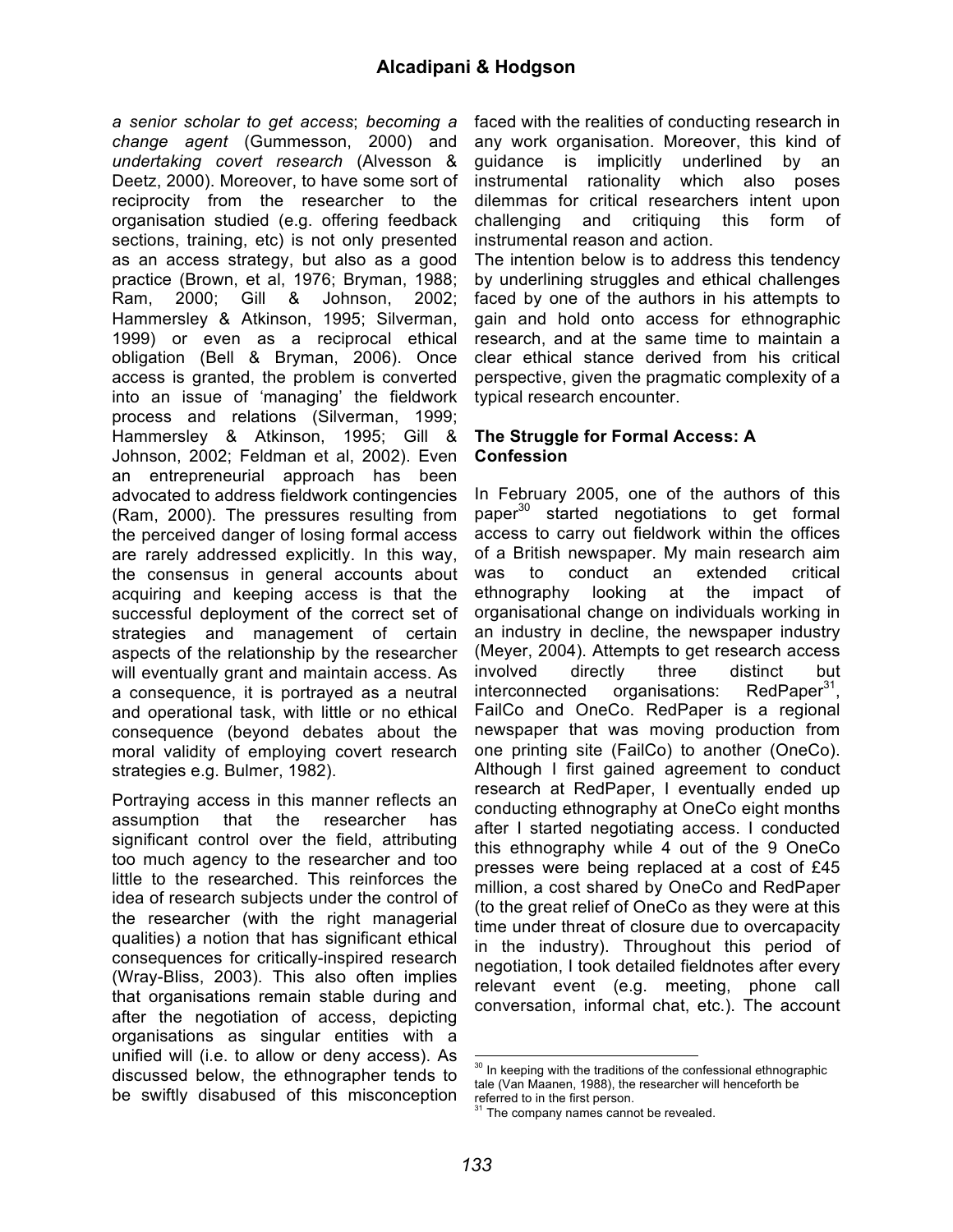*a senior scholar to get access*; *becoming a change agent* (Gummesson, 2000) and *undertaking covert research* (Alvesson & Deetz, 2000). Moreover, to have some sort of reciprocity from the researcher to the organisation studied (e.g. offering feedback sections, training, etc) is not only presented as an access strategy, but also as a good practice (Brown, et al, 1976; Bryman, 1988; Ram, 2000; Gill & Johnson, 2002; Hammersley & Atkinson, 1995; Silverman, 1999) or even as a reciprocal ethical obligation (Bell & Bryman, 2006). Once access is granted, the problem is converted into an issue of 'managing' the fieldwork process and relations (Silverman, 1999; Hammersley & Atkinson, 1995; Gill & Johnson, 2002; Feldman et al, 2002). Even an entrepreneurial approach has been advocated to address fieldwork contingencies (Ram, 2000). The pressures resulting from the perceived danger of losing formal access are rarely addressed explicitly. In this way, the consensus in general accounts about acquiring and keeping access is that the successful deployment of the correct set of strategies and management of certain aspects of the relationship by the researcher will eventually grant and maintain access. As a consequence, it is portrayed as a neutral and operational task, with little or no ethical consequence (beyond debates about the moral validity of employing covert research strategies e.g. Bulmer, 1982).

Portraying access in this manner reflects an assumption that the researcher has significant control over the field, attributing too much agency to the researcher and too little to the researched. This reinforces the idea of research subjects under the control of the researcher (with the right managerial qualities) a notion that has significant ethical consequences for critically-inspired research (Wray-Bliss, 2003). This also often implies that organisations remain stable during and after the negotiation of access, depicting organisations as singular entities with a unified will (i.e. to allow or deny access). As discussed below, the ethnographer tends to be swiftly disabused of this misconception faced with the realities of conducting research in any work organisation. Moreover, this kind of guidance is implicitly underlined by an instrumental rationality which also poses dilemmas for critical researchers intent upon challenging and critiquing this form of instrumental reason and action.

The intention below is to address this tendency by underlining struggles and ethical challenges faced by one of the authors in his attempts to gain and hold onto access for ethnographic research, and at the same time to maintain a clear ethical stance derived from his critical perspective, given the pragmatic complexity of a typical research encounter.

## The Struggle for Formal Access: A Confession

In February 2005, one of the authors of this paper[30] started negotiations to get formal access to carry out fieldwork within the offices of a British newspaper. My main research aim was to conduct an extended critical ethnography looking at the impact of organisational change on individuals working in an industry in decline, the newspaper industry (Meyer, 2004). Attempts to get research access involved directly three distinct but interconnected organisations: RedPaper[31], FailCo and OneCo. RedPaper is a regional newspaper that was moving production from one printing site (FailCo) to another (OneCo). Although I first gained agreement to conduct research at RedPaper, I eventually ended up conducting ethnography at OneCo eight months after I started negotiating access. I conducted this ethnography while 4 out of the 9 OneCo presses were being replaced at a cost of £45 million, a cost shared by OneCo and RedPaper (to the great relief of OneCo as they were at this time under threat of closure due to overcapacity in the industry). Throughout this period of negotiation, I took detailed fieldnotes after every relevant event (e.g. meeting, phone call conversation, informal chat, etc.). The account

[30] In keeping with the traditions of the confessional ethnographic tale (Van Maanen, 1988), the researcher will henceforth be referred to in the first person.

[31] The company names cannot be revealed.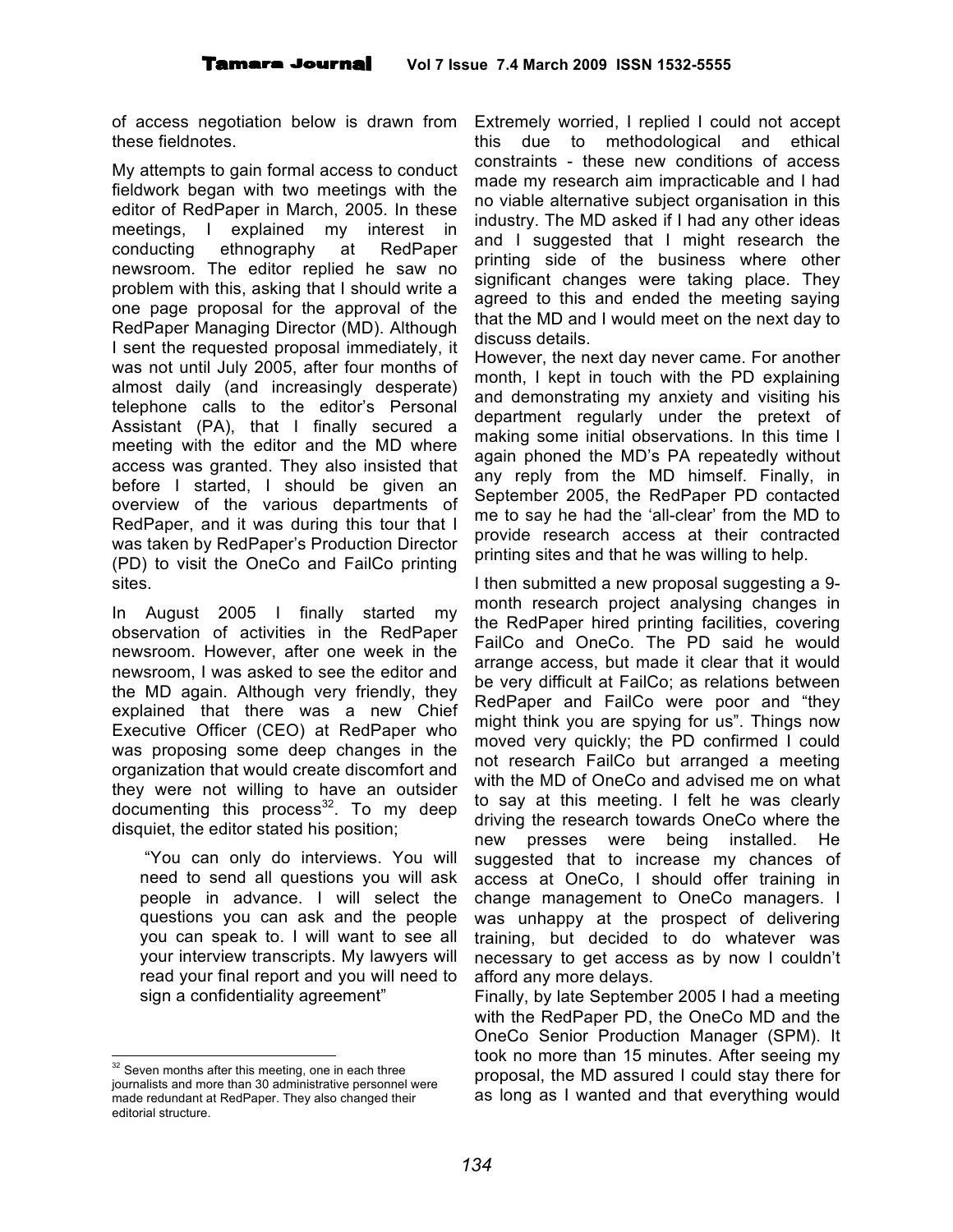of access negotiation below is drawn from these fieldnotes.

My attempts to gain formal access to conduct fieldwork began with two meetings with the editor of RedPaper in March, 2005. In these meetings, I explained my interest in conducting ethnography at RedPaper newsroom. The editor replied he saw no problem with this, asking that I should write a one page proposal for the approval of the RedPaper Managing Director (MD). Although I sent the requested proposal immediately, it was not until July 2005, after four months of almost daily (and increasingly desperate) telephone calls to the editor's Personal Assistant (PA), that I finally secured a meeting with the editor and the MD where access was granted. They also insisted that before I started, I should be given an overview of the various departments of RedPaper, and it was during this tour that I was taken by RedPaper's Production Director (PD) to visit the OneCo and FailCo printing sites.

In August 2005 I finally started my observation of activities in the RedPaper newsroom. However, after one week in the newsroom, I was asked to see the editor and the MD again. Although very friendly, they explained that there was a new Chief Executive Officer (CEO) at RedPaper who was proposing some deep changes in the organization that would create discomfort and they were not willing to have an outsider documenting this process[32]. To my deep disquiet, the editor stated his position;

> "You can only do interviews. You will need to send all questions you will ask people in advance. I will select the questions you can ask and the people you can speak to. I will want to see all your interview transcripts. My lawyers will read your final report and you will need to sign a confidentiality agreement"

Extremely worried, I replied I could not accept this due to methodological and ethical constraints - these new conditions of access made my research aim impracticable and I had no viable alternative subject organisation in this industry. The MD asked if I had any other ideas and I suggested that I might research the printing side of the business where other significant changes were taking place. They agreed to this and ended the meeting saying that the MD and I would meet on the next day to discuss details.

However, the next day never came. For another month, I kept in touch with the PD explaining and demonstrating my anxiety and visiting his department regularly under the pretext of making some initial observations. In this time I again phoned the MD's PA repeatedly without any reply from the MD himself. Finally, in September 2005, the RedPaper PD contacted me to say he had the 'all-clear' from the MD to provide research access at their contracted printing sites and that he was willing to help.

I then submitted a new proposal suggesting a 9-month research project analysing changes in the RedPaper hired printing facilities, covering FailCo and OneCo. The PD said he would arrange access, but made it clear that it would be very difficult at FailCo; as relations between RedPaper and FailCo were poor and "they might think you are spying for us". Things now moved very quickly; the PD confirmed I could not research FailCo but arranged a meeting with the MD of OneCo and advised me on what to say at this meeting. I felt he was clearly driving the research towards OneCo where the new presses were being installed. He suggested that to increase my chances of access at OneCo, I should offer training in change management to OneCo managers. I was unhappy at the prospect of delivering training, but decided to do whatever was necessary to get access as by now I couldn't afford any more delays.

Finally, by late September 2005 I had a meeting with the RedPaper PD, the OneCo MD and the OneCo Senior Production Manager (SPM). It took no more than 15 minutes. After seeing my proposal, the MD assured I could stay there for as long as I wanted and that everything would

[32] Seven months after this meeting, one in each three journalists and more than 30 administrative personnel were made redundant at RedPaper. They also changed their editorial structure.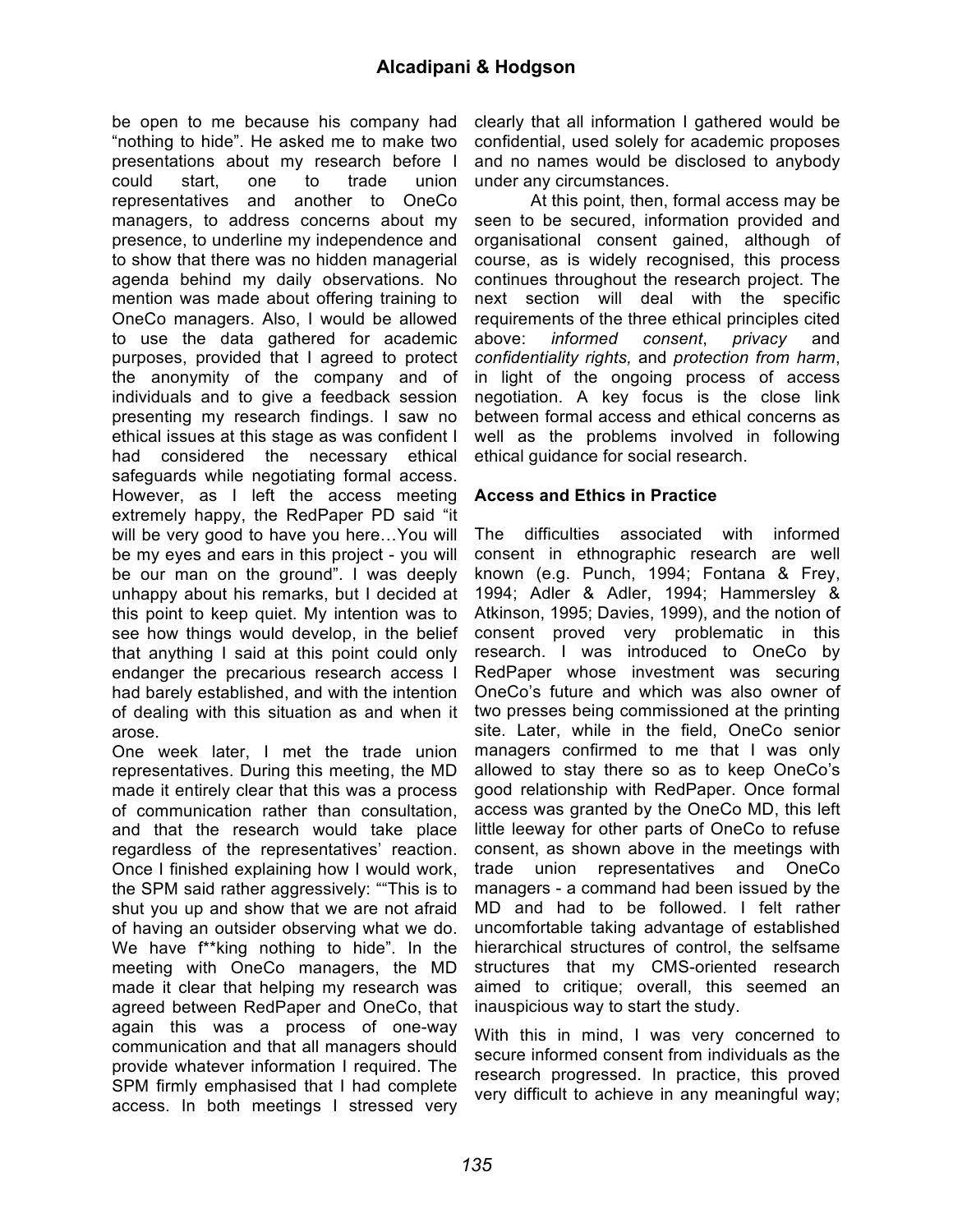be open to me because his company had "nothing to hide". He asked me to make two presentations about my research before I could start, one to trade union representatives and another to OneCo managers, to address concerns about my presence, to underline my independence and to show that there was no hidden managerial agenda behind my daily observations. No mention was made about offering training to OneCo managers. Also, I would be allowed to use the data gathered for academic purposes, provided that I agreed to protect the anonymity of the company and of individuals and to give a feedback session presenting my research findings. I saw no ethical issues at this stage as was confident I had considered the necessary ethical safeguards while negotiating formal access. However, as I left the access meeting extremely happy, the RedPaper PD said "it will be very good to have you here…You will be my eyes and ears in this project - you will be our man on the ground". I was deeply unhappy about his remarks, but I decided at this point to keep quiet. My intention was to see how things would develop, in the belief that anything I said at this point could only endanger the precarious research access I had barely established, and with the intention of dealing with this situation as and when it arose.

One week later, I met the trade union representatives. During this meeting, the MD made it entirely clear that this was a process of communication rather than consultation, and that the research would take place regardless of the representatives' reaction. Once I finished explaining how I would work, the SPM said rather aggressively: ""This is to shut you up and show that we are not afraid of having an outsider observing what we do. We have f**king nothing to hide". In the meeting with OneCo managers, the MD made it clear that helping my research was agreed between RedPaper and OneCo, that again this was a process of one-way communication and that all managers should provide whatever information I required. The SPM firmly emphasised that I had complete access. In both meetings I stressed very clearly that all information I gathered would be confidential, used solely for academic proposes and no names would be disclosed to anybody under any circumstances.

At this point, then, formal access may be seen to be secured, information provided and organisational consent gained, although of course, as is widely recognised, this process continues throughout the research project. The next section will deal with the specific requirements of the three ethical principles cited above: *informed consent*, *privacy* and *confidentiality rights,* and *protection from harm*, in light of the ongoing process of access negotiation. A key focus is the close link between formal access and ethical concerns as well as the problems involved in following ethical guidance for social research.

### Access and Ethics in Practice

The difficulties associated with informed consent in ethnographic research are well known (e.g. Punch, 1994; Fontana & Frey, 1994; Adler & Adler, 1994; Hammersley & Atkinson, 1995; Davies, 1999), and the notion of consent proved very problematic in this research. I was introduced to OneCo by RedPaper whose investment was securing OneCo's future and which was also owner of two presses being commissioned at the printing site. Later, while in the field, OneCo senior managers confirmed to me that I was only allowed to stay there so as to keep OneCo's good relationship with RedPaper. Once formal access was granted by the OneCo MD, this left little leeway for other parts of OneCo to refuse consent, as shown above in the meetings with trade union representatives and OneCo managers - a command had been issued by the MD and had to be followed. I felt rather uncomfortable taking advantage of established hierarchical structures of control, the selfsame structures that my CMS-oriented research aimed to critique; overall, this seemed an inauspicious way to start the study.

With this in mind, I was very concerned to secure informed consent from individuals as the research progressed. In practice, this proved very difficult to achieve in any meaningful way;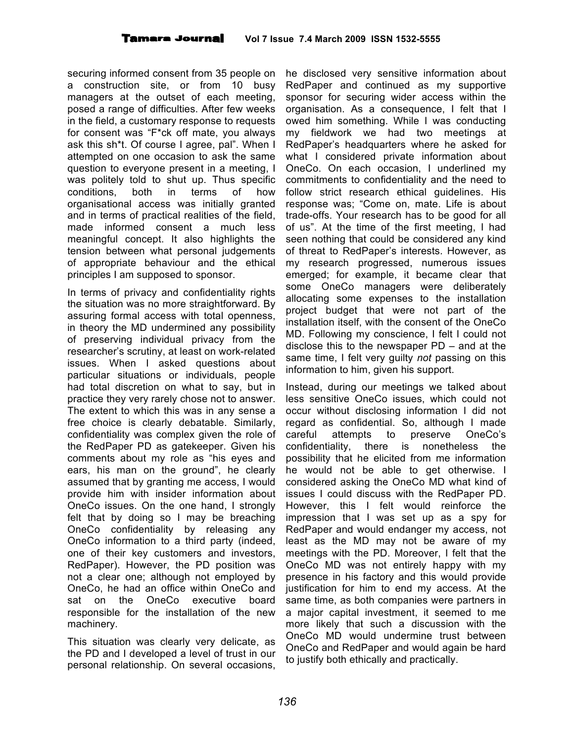securing informed consent from 35 people on a construction site, or from 10 busy managers at the outset of each meeting, posed a range of difficulties. After few weeks in the field, a customary response to requests for consent was "F*ck off mate, you always ask this sh*t. Of course I agree, pal". When I attempted on one occasion to ask the same question to everyone present in a meeting, I was politely told to shut up. Thus specific conditions, both in terms of how organisational access was initially granted and in terms of practical realities of the field, made informed consent a much less meaningful concept. It also highlights the tension between what personal judgements of appropriate behaviour and the ethical principles I am supposed to sponsor.

In terms of privacy and confidentiality rights the situation was no more straightforward. By assuring formal access with total openness, in theory the MD undermined any possibility of preserving individual privacy from the researcher's scrutiny, at least on work-related issues. When I asked questions about particular situations or individuals, people had total discretion on what to say, but in practice they very rarely chose not to answer. The extent to which this was in any sense a free choice is clearly debatable. Similarly, confidentiality was complex given the role of the RedPaper PD as gatekeeper. Given his comments about my role as "his eyes and ears, his man on the ground", he clearly assumed that by granting me access, I would provide him with insider information about OneCo issues. On the one hand, I strongly felt that by doing so I may be breaching OneCo confidentiality by releasing any OneCo information to a third party (indeed, one of their key customers and investors, RedPaper). However, the PD position was not a clear one; although not employed by OneCo, he had an office within OneCo and sat on the OneCo executive board responsible for the installation of the new machinery.

This situation was clearly very delicate, as the PD and I developed a level of trust in our personal relationship. On several occasions, he disclosed very sensitive information about RedPaper and continued as my supportive sponsor for securing wider access within the organisation. As a consequence, I felt that I owed him something. While I was conducting my fieldwork we had two meetings at RedPaper's headquarters where he asked for what I considered private information about OneCo. On each occasion, I underlined my commitments to confidentiality and the need to follow strict research ethical guidelines. His response was; "Come on, mate. Life is about trade-offs. Your research has to be good for all of us". At the time of the first meeting, I had seen nothing that could be considered any kind of threat to RedPaper's interests. However, as my research progressed, numerous issues emerged; for example, it became clear that some OneCo managers were deliberately allocating some expenses to the installation project budget that were not part of the installation itself, with the consent of the OneCo MD. Following my conscience, I felt I could not disclose this to the newspaper PD – and at the same time, I felt very guilty *not* passing on this information to him, given his support.

Instead, during our meetings we talked about less sensitive OneCo issues, which could not occur without disclosing information I did not regard as confidential. So, although I made careful attempts to preserve OneCo's confidentiality, there is nonetheless the possibility that he elicited from me information he would not be able to get otherwise. I considered asking the OneCo MD what kind of issues I could discuss with the RedPaper PD. However, this I felt would reinforce the impression that I was set up as a spy for RedPaper and would endanger my access, not least as the MD may not be aware of my meetings with the PD. Moreover, I felt that the OneCo MD was not entirely happy with my presence in his factory and this would provide justification for him to end my access. At the same time, as both companies were partners in a major capital investment, it seemed to me more likely that such a discussion with the OneCo MD would undermine trust between OneCo and RedPaper and would again be hard to justify both ethically and practically.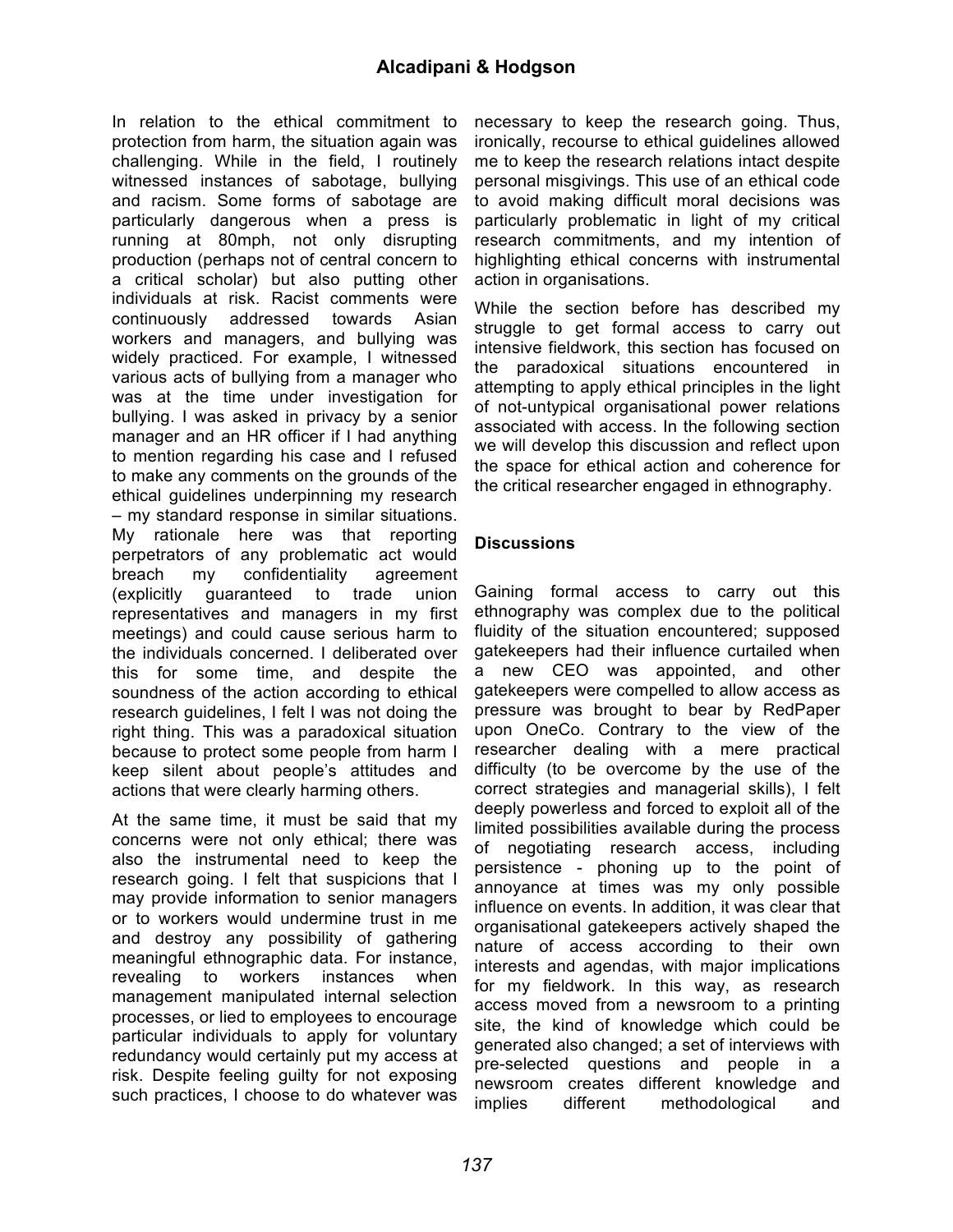In relation to the ethical commitment to protection from harm, the situation again was challenging. While in the field, I routinely witnessed instances of sabotage, bullying and racism. Some forms of sabotage are particularly dangerous when a press is running at 80mph, not only disrupting production (perhaps not of central concern to a critical scholar) but also putting other individuals at risk. Racist comments were continuously addressed towards Asian workers and managers, and bullying was widely practiced. For example, I witnessed various acts of bullying from a manager who was at the time under investigation for bullying. I was asked in privacy by a senior manager and an HR officer if I had anything to mention regarding his case and I refused to make any comments on the grounds of the ethical guidelines underpinning my research – my standard response in similar situations. My rationale here was that reporting perpetrators of any problematic act would breach my confidentiality agreement (explicitly guaranteed to trade union representatives and managers in my first meetings) and could cause serious harm to the individuals concerned. I deliberated over this for some time, and despite the soundness of the action according to ethical research guidelines, I felt I was not doing the right thing. This was a paradoxical situation because to protect some people from harm I keep silent about people's attitudes and actions that were clearly harming others.

At the same time, it must be said that my concerns were not only ethical; there was also the instrumental need to keep the research going. I felt that suspicions that I may provide information to senior managers or to workers would undermine trust in me and destroy any possibility of gathering meaningful ethnographic data. For instance, revealing to workers instances when management manipulated internal selection processes, or lied to employees to encourage particular individuals to apply for voluntary redundancy would certainly put my access at risk. Despite feeling guilty for not exposing such practices, I choose to do whatever was necessary to keep the research going. Thus, ironically, recourse to ethical guidelines allowed me to keep the research relations intact despite personal misgivings. This use of an ethical code to avoid making difficult moral decisions was particularly problematic in light of my critical research commitments, and my intention of highlighting ethical concerns with instrumental action in organisations.

While the section before has described my struggle to get formal access to carry out intensive fieldwork, this section has focused on the paradoxical situations encountered in attempting to apply ethical principles in the light of not-untypical organisational power relations associated with access. In the following section we will develop this discussion and reflect upon the space for ethical action and coherence for the critical researcher engaged in ethnography.

## Discussions

Gaining formal access to carry out this ethnography was complex due to the political fluidity of the situation encountered; supposed gatekeepers had their influence curtailed when a new CEO was appointed, and other gatekeepers were compelled to allow access as pressure was brought to bear by RedPaper upon OneCo. Contrary to the view of the researcher dealing with a mere practical difficulty (to be overcome by the use of the correct strategies and managerial skills), I felt deeply powerless and forced to exploit all of the limited possibilities available during the process of negotiating research access, including persistence - phoning up to the point of annoyance at times was my only possible influence on events. In addition, it was clear that organisational gatekeepers actively shaped the nature of access according to their own interests and agendas, with major implications for my fieldwork. In this way, as research access moved from a newsroom to a printing site, the kind of knowledge which could be generated also changed; a set of interviews with pre-selected questions and people in a newsroom creates different knowledge and implies different methodological and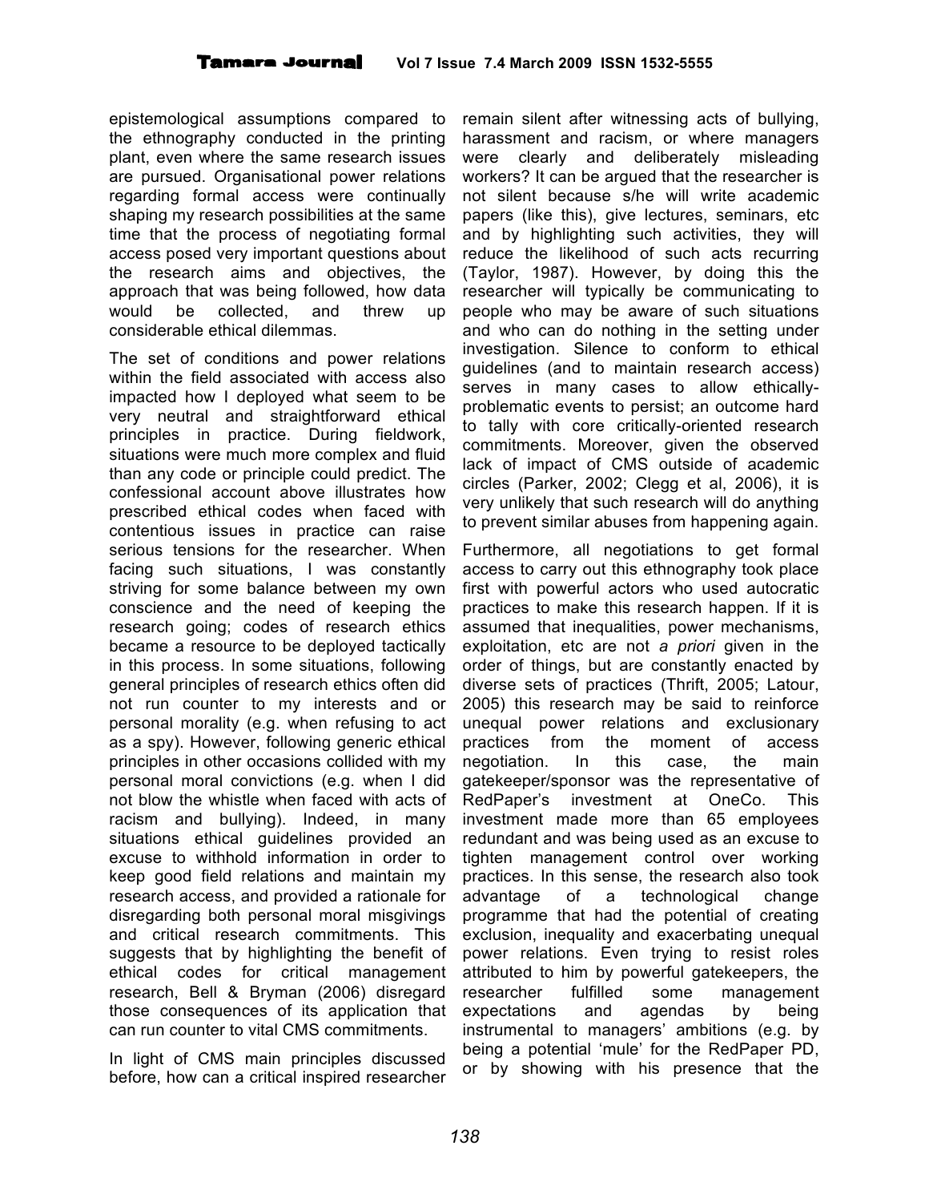epistemological assumptions compared to the ethnography conducted in the printing plant, even where the same research issues are pursued. Organisational power relations regarding formal access were continually shaping my research possibilities at the same time that the process of negotiating formal access posed very important questions about the research aims and objectives, the approach that was being followed, how data would be collected, and threw up considerable ethical dilemmas.

The set of conditions and power relations within the field associated with access also impacted how I deployed what seem to be very neutral and straightforward ethical principles in practice. During fieldwork, situations were much more complex and fluid than any code or principle could predict. The confessional account above illustrates how prescribed ethical codes when faced with contentious issues in practice can raise serious tensions for the researcher. When facing such situations, I was constantly striving for some balance between my own conscience and the need of keeping the research going; codes of research ethics became a resource to be deployed tactically in this process. In some situations, following general principles of research ethics often did not run counter to my interests and or personal morality (e.g. when refusing to act as a spy). However, following generic ethical principles in other occasions collided with my personal moral convictions (e.g. when I did not blow the whistle when faced with acts of racism and bullying). Indeed, in many situations ethical guidelines provided an excuse to withhold information in order to keep good field relations and maintain my research access, and provided a rationale for disregarding both personal moral misgivings and critical research commitments. This suggests that by highlighting the benefit of ethical codes for critical management research, Bell & Bryman (2006) disregard those consequences of its application that can run counter to vital CMS commitments.

In light of CMS main principles discussed before, how can a critical inspired researcher remain silent after witnessing acts of bullying, harassment and racism, or where managers were clearly and deliberately misleading workers? It can be argued that the researcher is not silent because s/he will write academic papers (like this), give lectures, seminars, etc and by highlighting such activities, they will reduce the likelihood of such acts recurring (Taylor, 1987). However, by doing this the researcher will typically be communicating to people who may be aware of such situations and who can do nothing in the setting under investigation. Silence to conform to ethical guidelines (and to maintain research access) serves in many cases to allow ethically-problematic events to persist; an outcome hard to tally with core critically-oriented research commitments. Moreover, given the observed lack of impact of CMS outside of academic circles (Parker, 2002; Clegg et al, 2006), it is very unlikely that such research will do anything to prevent similar abuses from happening again.

Furthermore, all negotiations to get formal access to carry out this ethnography took place first with powerful actors who used autocratic practices to make this research happen. If it is assumed that inequalities, power mechanisms, exploitation, etc are not *a priori* given in the order of things, but are constantly enacted by diverse sets of practices (Thrift, 2005; Latour, 2005) this research may be said to reinforce unequal power relations and exclusionary practices from the moment of access negotiation. In this case, the main gatekeeper/sponsor was the representative of RedPaper's investment at OneCo. This investment made more than 65 employees redundant and was being used as an excuse to tighten management control over working practices. In this sense, the research also took advantage of a technological change programme that had the potential of creating exclusion, inequality and exacerbating unequal power relations. Even trying to resist roles attributed to him by powerful gatekeepers, the researcher fulfilled some management expectations and agendas by being instrumental to managers' ambitions (e.g. by being a potential 'mule' for the RedPaper PD, or by showing with his presence that the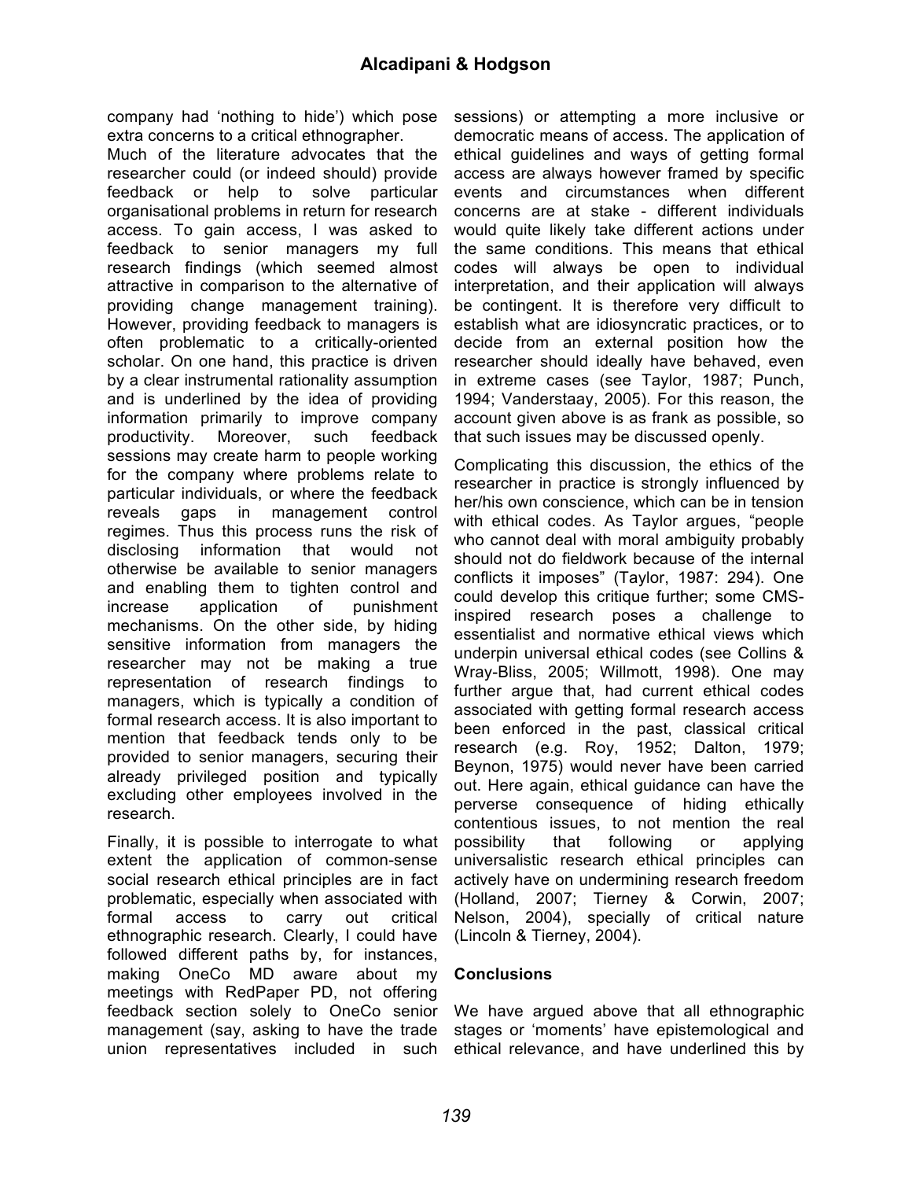company had 'nothing to hide') which pose extra concerns to a critical ethnographer.

Much of the literature advocates that the researcher could (or indeed should) provide feedback or help to solve particular organisational problems in return for research access. To gain access, I was asked to feedback to senior managers my full research findings (which seemed almost attractive in comparison to the alternative of providing change management training). However, providing feedback to managers is often problematic to a critically-oriented scholar. On one hand, this practice is driven by a clear instrumental rationality assumption and is underlined by the idea of providing information primarily to improve company productivity. Moreover, such feedback sessions may create harm to people working for the company where problems relate to particular individuals, or where the feedback reveals gaps in management control regimes. Thus this process runs the risk of disclosing information that would not otherwise be available to senior managers and enabling them to tighten control and increase application of punishment mechanisms. On the other side, by hiding sensitive information from managers the researcher may not be making a true representation of research findings to managers, which is typically a condition of formal research access. It is also important to mention that feedback tends only to be provided to senior managers, securing their already privileged position and typically excluding other employees involved in the research.

Finally, it is possible to interrogate to what extent the application of common-sense social research ethical principles are in fact problematic, especially when associated with formal access to carry out critical ethnographic research. Clearly, I could have followed different paths by, for instances, making OneCo MD aware about my meetings with RedPaper PD, not offering feedback section solely to OneCo senior management (say, asking to have the trade union representatives included in such sessions) or attempting a more inclusive or democratic means of access. The application of ethical guidelines and ways of getting formal access are always however framed by specific events and circumstances when different concerns are at stake - different individuals would quite likely take different actions under the same conditions. This means that ethical codes will always be open to individual interpretation, and their application will always be contingent. It is therefore very difficult to establish what are idiosyncratic practices, or to decide from an external position how the researcher should ideally have behaved, even in extreme cases (see Taylor, 1987; Punch, 1994; Vanderstaay, 2005). For this reason, the account given above is as frank as possible, so that such issues may be discussed openly.

Complicating this discussion, the ethics of the researcher in practice is strongly influenced by her/his own conscience, which can be in tension with ethical codes. As Taylor argues, "people who cannot deal with moral ambiguity probably should not do fieldwork because of the internal conflicts it imposes" (Taylor, 1987: 294). One could develop this critique further; some CMS-inspired research poses a challenge to essentialist and normative ethical views which underpin universal ethical codes (see Collins & Wray-Bliss, 2005; Willmott, 1998). One may further argue that, had current ethical codes associated with getting formal research access been enforced in the past, classical critical research (e.g. Roy, 1952; Dalton, 1979; Beynon, 1975) would never have been carried out. Here again, ethical guidance can have the perverse consequence of hiding ethically contentious issues, to not mention the real possibility that following or applying universalistic research ethical principles can actively have on undermining research freedom (Holland, 2007; Tierney & Corwin, 2007; Nelson, 2004), specially of critical nature (Lincoln & Tierney, 2004).

## Conclusions

We have argued above that all ethnographic stages or 'moments' have epistemological and ethical relevance, and have underlined this by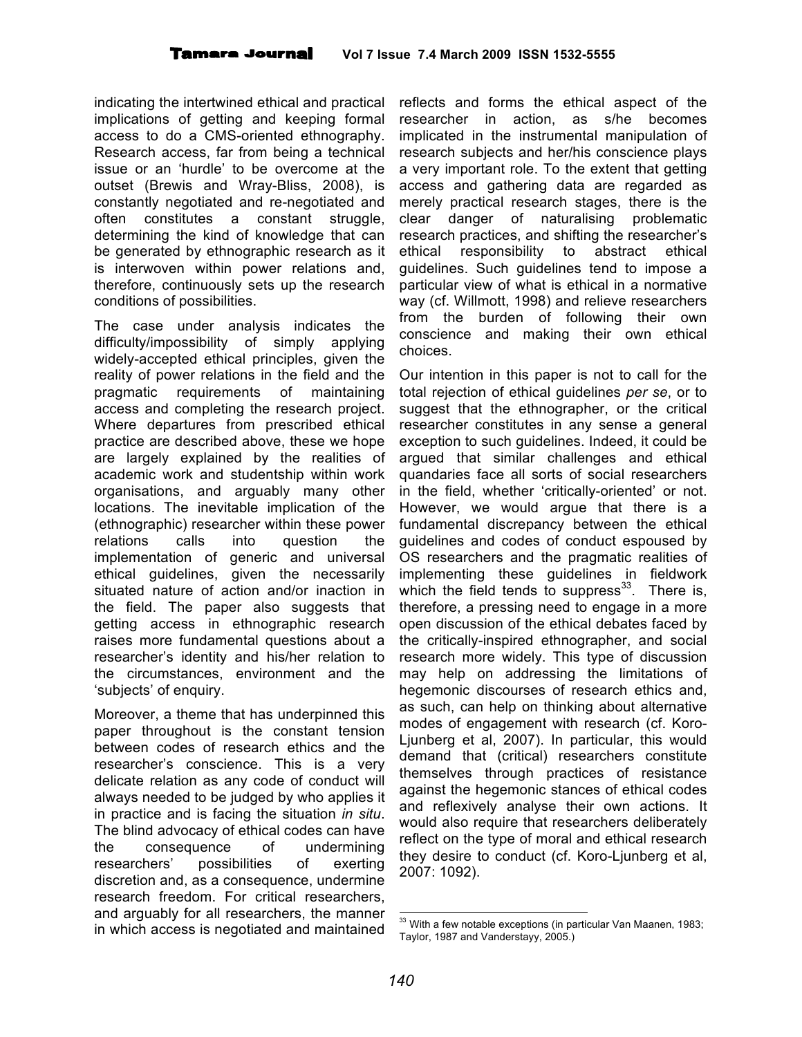indicating the intertwined ethical and practical implications of getting and keeping formal access to do a CMS-oriented ethnography. Research access, far from being a technical issue or an 'hurdle' to be overcome at the outset (Brewis and Wray-Bliss, 2008), is constantly negotiated and re-negotiated and often constitutes a constant struggle, determining the kind of knowledge that can be generated by ethnographic research as it is interwoven within power relations and, therefore, continuously sets up the research conditions of possibilities.

The case under analysis indicates the difficulty/impossibility of simply applying widely-accepted ethical principles, given the reality of power relations in the field and the pragmatic requirements of maintaining access and completing the research project. Where departures from prescribed ethical practice are described above, these we hope are largely explained by the realities of academic work and studentship within work organisations, and arguably many other locations. The inevitable implication of the (ethnographic) researcher within these power relations calls into question the implementation of generic and universal ethical guidelines, given the necessarily situated nature of action and/or inaction in the field. The paper also suggests that getting access in ethnographic research raises more fundamental questions about a researcher's identity and his/her relation to the circumstances, environment and the 'subjects' of enquiry.

Moreover, a theme that has underpinned this paper throughout is the constant tension between codes of research ethics and the researcher's conscience. This is a very delicate relation as any code of conduct will always needed to be judged by who applies it in practice and is facing the situation *in situ*. The blind advocacy of ethical codes can have the consequence of undermining researchers' possibilities of exerting discretion and, as a consequence, undermine research freedom. For critical researchers, and arguably for all researchers, the manner in which access is negotiated and maintained reflects and forms the ethical aspect of the researcher in action, as s/he becomes implicated in the instrumental manipulation of research subjects and her/his conscience plays a very important role. To the extent that getting access and gathering data are regarded as merely practical research stages, there is the clear danger of naturalising problematic research practices, and shifting the researcher's ethical responsibility to abstract ethical guidelines. Such guidelines tend to impose a particular view of what is ethical in a normative way (cf. Willmott, 1998) and relieve researchers from the burden of following their own conscience and making their own ethical choices.

Our intention in this paper is not to call for the total rejection of ethical guidelines *per se*, or to suggest that the ethnographer, or the critical researcher constitutes in any sense a general exception to such guidelines. Indeed, it could be argued that similar challenges and ethical quandaries face all sorts of social researchers in the field, whether 'critically-oriented' or not. However, we would argue that there is a fundamental discrepancy between the ethical guidelines and codes of conduct espoused by OS researchers and the pragmatic realities of implementing these guidelines in fieldwork which the field tends to suppress[33]. There is, therefore, a pressing need to engage in a more open discussion of the ethical debates faced by the critically-inspired ethnographer, and social research more widely. This type of discussion may help on addressing the limitations of hegemonic discourses of research ethics and, as such, can help on thinking about alternative modes of engagement with research (cf. Koro-Ljunberg et al, 2007). In particular, this would demand that (critical) researchers constitute themselves through practices of resistance against the hegemonic stances of ethical codes and reflexively analyse their own actions. It would also require that researchers deliberately reflect on the type of moral and ethical research they desire to conduct (cf. Koro-Ljunberg et al, 2007: 1092).

[33] With a few notable exceptions (in particular Van Maanen, 1983; Taylor, 1987 and Vanderstayy, 2005.)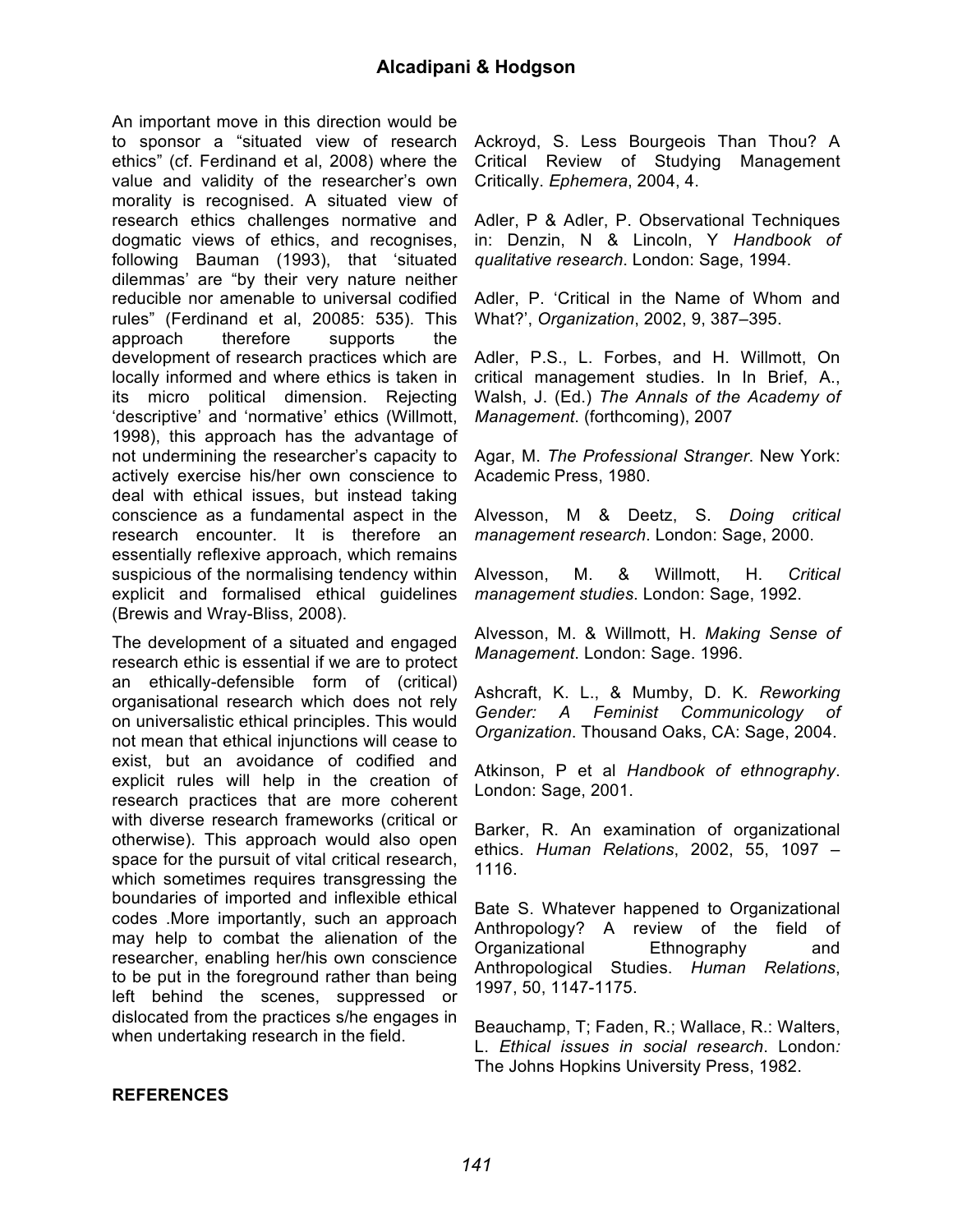An important move in this direction would be to sponsor a "situated view of research ethics" (cf. Ferdinand et al, 2008) where the value and validity of the researcher's own morality is recognised. A situated view of research ethics challenges normative and dogmatic views of ethics, and recognises, following Bauman (1993), that 'situated dilemmas' are "by their very nature neither reducible nor amenable to universal codified rules" (Ferdinand et al, 20085: 535). This approach therefore supports the development of research practices which are locally informed and where ethics is taken in its micro political dimension. Rejecting 'descriptive' and 'normative' ethics (Willmott, 1998), this approach has the advantage of not undermining the researcher's capacity to actively exercise his/her own conscience to deal with ethical issues, but instead taking conscience as a fundamental aspect in the research encounter. It is therefore an essentially reflexive approach, which remains suspicious of the normalising tendency within explicit and formalised ethical guidelines (Brewis and Wray-Bliss, 2008).

The development of a situated and engaged research ethic is essential if we are to protect an ethically-defensible form of (critical) organisational research which does not rely on universalistic ethical principles. This would not mean that ethical injunctions will cease to exist, but an avoidance of codified and explicit rules will help in the creation of research practices that are more coherent with diverse research frameworks (critical or otherwise). This approach would also open space for the pursuit of vital critical research, which sometimes requires transgressing the boundaries of imported and inflexible ethical codes .More importantly, such an approach may help to combat the alienation of the researcher, enabling her/his own conscience to be put in the foreground rather than being left behind the scenes, suppressed or dislocated from the practices s/he engages in when undertaking research in the field.

**REFERENCES**

Ackroyd, S. Less Bourgeois Than Thou? A Critical Review of Studying Management Critically. *Ephemera*, 2004, 4.

Adler, P & Adler, P. Observational Techniques in: Denzin, N & Lincoln, Y *Handbook of qualitative research*. London: Sage, 1994.

Adler, P. 'Critical in the Name of Whom and What?', *Organization*, 2002, 9, 387–395.

Adler, P.S., L. Forbes, and H. Willmott, On critical management studies. In In Brief, A., Walsh, J. (Ed.) *The Annals of the Academy of Management*. (forthcoming), 2007

Agar, M. *The Professional Stranger*. New York: Academic Press, 1980.

Alvesson, M & Deetz, S. *Doing critical management research*. London: Sage, 2000.

Alvesson, M. & Willmott, H. *Critical management studies*. London: Sage, 1992.

Alvesson, M. & Willmott, H. *Making Sense of Management*. London: Sage. 1996.

Ashcraft, K. L., & Mumby, D. K. *Reworking Gender: A Feminist Communicology of Organization*. Thousand Oaks, CA: Sage, 2004.

Atkinson, P et al *Handbook of ethnography*. London: Sage, 2001.

Barker, R. An examination of organizational ethics. *Human Relations*, 2002, 55, 1097 – 1116.

Bate S. Whatever happened to Organizational Anthropology? A review of the field of Organizational Ethnography and Anthropological Studies. *Human Relations*, 1997, 50, 1147-1175.

Beauchamp, T; Faden, R.; Wallace, R.: Walters, L. *Ethical issues in social research*. London*:* The Johns Hopkins University Press, 1982.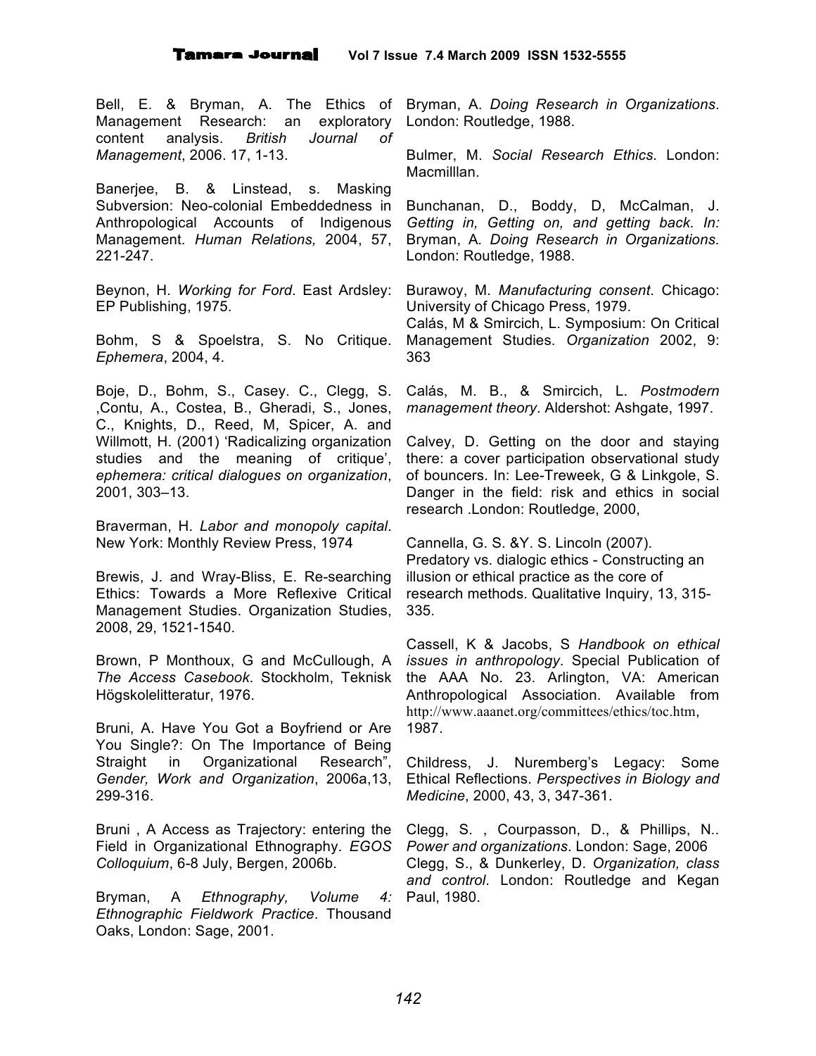Bell, E. & Bryman, A. The Ethics of Management Research: an exploratory content analysis. *British Journal of Management*, 2006. 17, 1-13.

Banerjee, B. & Linstead, s. Masking Subversion: Neo-colonial Embeddedness in Anthropological Accounts of Indigenous Management. *Human Relations,* 2004, 57, 221-247.

Beynon, H. *Working for Ford*. East Ardsley: EP Publishing, 1975.

Bohm, S & Spoelstra, S. No Critique. *Ephemera*, 2004, 4.

Boje, D., Bohm, S., Casey. C., Clegg, S. ,Contu, A., Costea, B., Gheradi, S., Jones, C., Knights, D., Reed, M, Spicer, A. and Willmott, H. (2001) 'Radicalizing organization studies and the meaning of critique', *ephemera: critical dialogues on organization*, 2001, 303–13.

Braverman, H. *Labor and monopoly capital*. New York: Monthly Review Press, 1974

Brewis, J. and Wray-Bliss, E. Re-searching Ethics: Towards a More Reflexive Critical Management Studies. Organization Studies, 2008, 29, 1521-1540.

Brown, P Monthoux, G and McCullough, A *The Access Casebook*. Stockholm, Teknisk Högskolelitteratur, 1976.

Bruni, A. Have You Got a Boyfriend or Are You Single?: On The Importance of Being Straight in Organizational Research", *Gender, Work and Organization*, 2006a,13, 299-316.

Bruni , A Access as Trajectory: entering the Field in Organizational Ethnography. *EGOS Colloquium*, 6-8 July, Bergen, 2006b.

Bryman, A *Ethnography, Volume 4: Ethnographic Fieldwork Practice*. Thousand Oaks, London: Sage, 2001.

Bryman, A. *Doing Research in Organizations*. London: Routledge, 1988.

Bulmer, M. *Social Research Ethics*. London: Macmilllan.

Bunchanan, D., Boddy, D, McCalman, J. *Getting in, Getting on, and getting back. In:* Bryman, A. *Doing Research in Organizations.* London: Routledge, 1988.

Burawoy, M. *Manufacturing consent*. Chicago: University of Chicago Press, 1979.

Calás, M & Smircich, L. Symposium: On Critical Management Studies. *Organization* 2002, 9: 363

Calás, M. B., & Smircich, L. *Postmodern management theory*. Aldershot: Ashgate, 1997.

Calvey, D. Getting on the door and staying there: a cover participation observational study of bouncers. In: Lee-Treweek, G & Linkgole, S. Danger in the field: risk and ethics in social research .London: Routledge, 2000,

Cannella, G. S. &Y. S. Lincoln (2007). Predatory vs. dialogic ethics - Constructing an illusion or ethical practice as the core of research methods. Qualitative Inquiry, 13, 315-335.

Cassell, K & Jacobs, S *Handbook on ethical issues in anthropology*. Special Publication of the AAA No. 23. Arlington, VA: American Anthropological Association. Available from http://www.aaanet.org/committees/ethics/toc.htm, 1987.

Childress, J. Nuremberg's Legacy: Some Ethical Reflections. *Perspectives in Biology and Medicine*, 2000, 43, 3, 347-361.

Clegg, S. , Courpasson, D., & Phillips, N.. *Power and organizations*. London: Sage, 2006

Clegg, S., & Dunkerley, D. *Organization, class and control*. London: Routledge and Kegan Paul, 1980.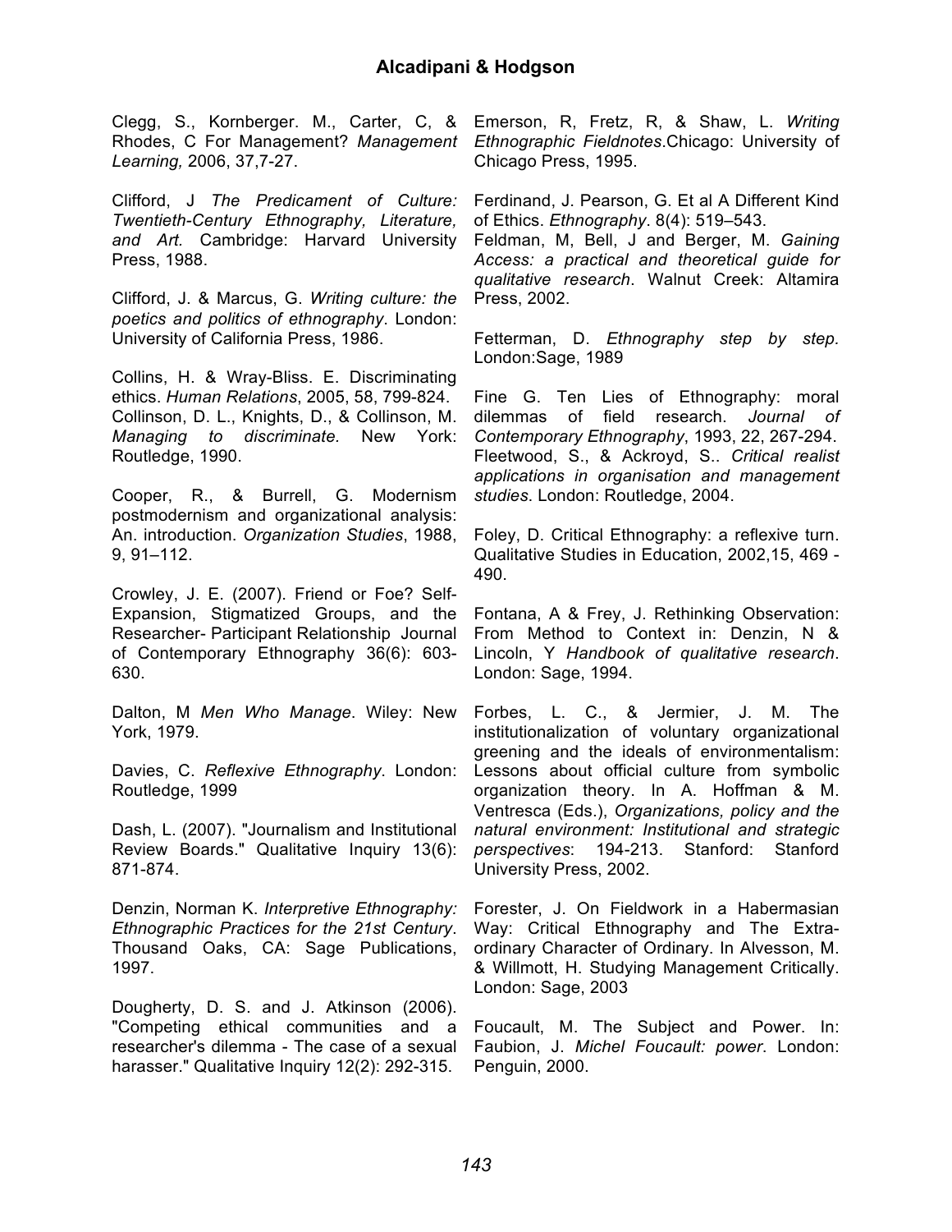Clegg, S., Kornberger. M., Carter, C, & Rhodes, C For Management? *Management Learning,* 2006, 37,7-27.

Clifford, J *The Predicament of Culture: Twentieth-Century Ethnography, Literature, and Art.* Cambridge: Harvard University Press, 1988.

Clifford, J. & Marcus, G. *Writing culture: the poetics and politics of ethnography*. London: University of California Press, 1986.

Collins, H. & Wray-Bliss. E. Discriminating ethics. *Human Relations*, 2005, 58, 799-824.
Collinson, D. L., Knights, D., & Collinson, M. *Managing to discriminate.* New York: Routledge, 1990.

Cooper, R., & Burrell, G. Modernism postmodernism and organizational analysis: An. introduction. *Organization Studies*, 1988, 9, 91–112.

Crowley, J. E. (2007). Friend or Foe? Self-Expansion, Stigmatized Groups, and the Researcher- Participant Relationship Journal of Contemporary Ethnography 36(6): 603-630.

Dalton, M *Men Who Manage*. Wiley: New York, 1979.

Davies, C. *Reflexive Ethnography*. London: Routledge, 1999

Dash, L. (2007). "Journalism and Institutional Review Boards." Qualitative Inquiry 13(6): 871-874.

Denzin, Norman K. *Interpretive Ethnography: Ethnographic Practices for the 21st Century*. Thousand Oaks, CA: Sage Publications, 1997.

Dougherty, D. S. and J. Atkinson (2006). "Competing ethical communities and a researcher's dilemma - The case of a sexual harasser." Qualitative Inquiry 12(2): 292-315.

Emerson, R, Fretz, R, & Shaw, L. *Writing Ethnographic Fieldnotes*.Chicago: University of Chicago Press, 1995.

Ferdinand, J. Pearson, G. Et al A Different Kind of Ethics. *Ethnography*. 8(4): 519–543.
Feldman, M, Bell, J and Berger, M. *Gaining Access: a practical and theoretical guide for qualitative research*. Walnut Creek: Altamira Press, 2002.

Fetterman, D. *Ethnography step by step.* London:Sage, 1989

Fine G. Ten Lies of Ethnography: moral dilemmas of field research. *Journal of Contemporary Ethnography*, 1993, 22, 267-294.
Fleetwood, S., & Ackroyd, S.. *Critical realist applications in organisation and management studies*. London: Routledge, 2004.

Foley, D. Critical Ethnography: a reflexive turn. Qualitative Studies in Education, 2002,15, 469 - 490.

Fontana, A & Frey, J. Rethinking Observation: From Method to Context in: Denzin, N & Lincoln, Y *Handbook of qualitative research*. London: Sage, 1994.

Forbes, L. C., & Jermier, J. M. The institutionalization of voluntary organizational greening and the ideals of environmentalism: Lessons about official culture from symbolic organization theory. In A. Hoffman & M. Ventresca (Eds.), *Organizations, policy and the natural environment: Institutional and strategic perspectives*: 194-213. Stanford: Stanford University Press, 2002.

Forester, J. On Fieldwork in a Habermasian Way: Critical Ethnography and The Extra-ordinary Character of Ordinary. In Alvesson, M. & Willmott, H. Studying Management Critically. London: Sage, 2003

Foucault, M. The Subject and Power. In: Faubion, J. *Michel Foucault: power*. London: Penguin, 2000.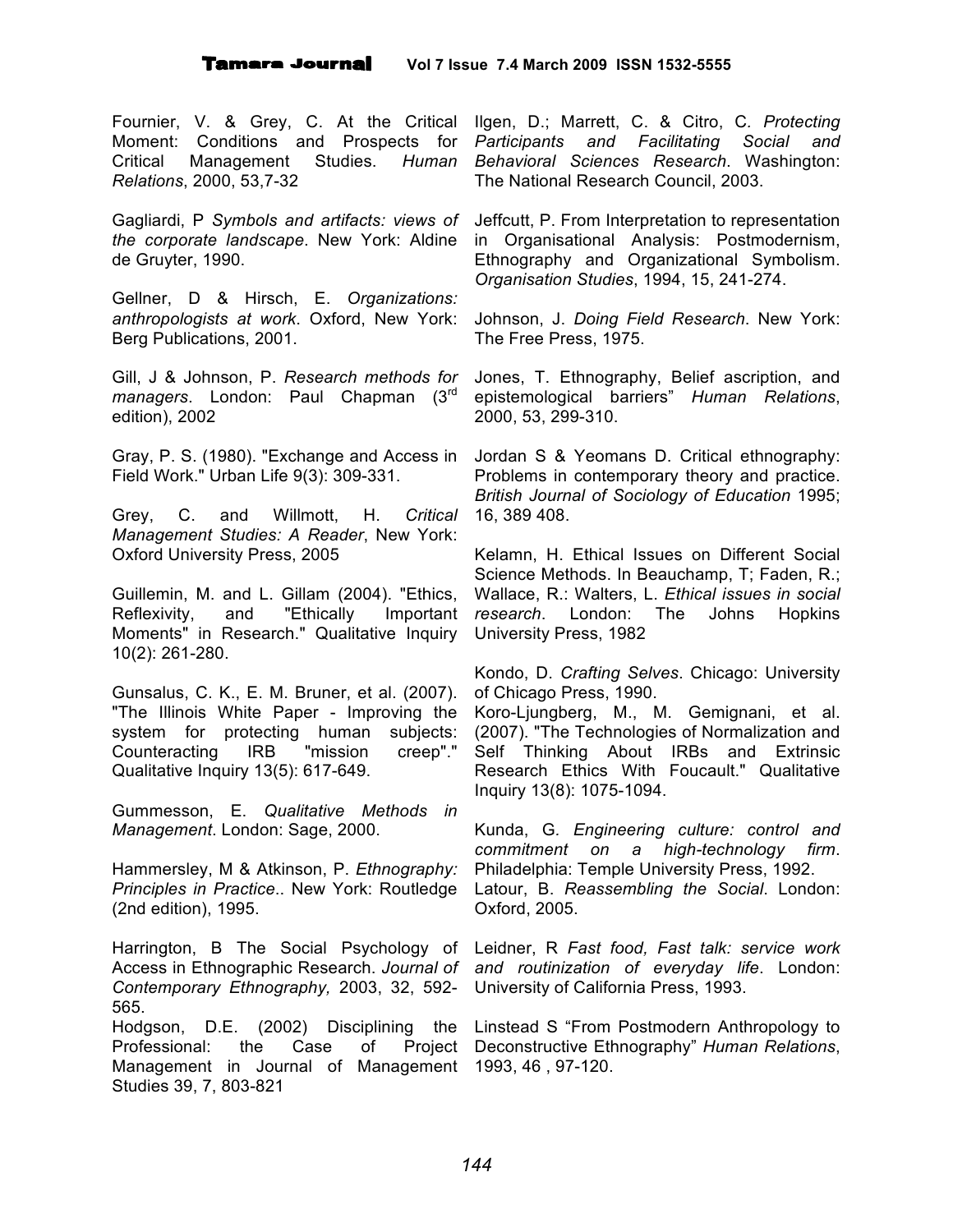Fournier, V. & Grey, C. At the Critical Moment: Conditions and Prospects for Critical Management Studies. *Human Relations*, 2000, 53,7-32

Gagliardi, P *Symbols and artifacts: views of the corporate landscape*. New York: Aldine de Gruyter, 1990.

Gellner, D & Hirsch, E. *Organizations: anthropologists at work*. Oxford, New York: Berg Publications, 2001.

Gill, J & Johnson, P. *Research methods for managers*. London: Paul Chapman (3rd edition), 2002

Gray, P. S. (1980). "Exchange and Access in Field Work." Urban Life 9(3): 309-331.

Grey, C. and Willmott, H. *Critical Management Studies: A Reader*, New York: Oxford University Press, 2005

Guillemin, M. and L. Gillam (2004). "Ethics, Reflexivity, and "Ethically Important Moments" in Research." Qualitative Inquiry 10(2): 261-280.

Gunsalus, C. K., E. M. Bruner, et al. (2007). "The Illinois White Paper - Improving the system for protecting human subjects: Counteracting IRB "mission creep"." Qualitative Inquiry 13(5): 617-649.

Gummesson, E. *Qualitative Methods in Management*. London: Sage, 2000.

Hammersley, M & Atkinson, P. *Ethnography: Principles in Practice*.. New York: Routledge (2nd edition), 1995.

Harrington, B The Social Psychology of Access in Ethnographic Research. *Journal of Contemporary Ethnography,* 2003, 32, 592-565.

Hodgson, D.E. (2002) Disciplining the Professional: the Case of Project Management in Journal of Management Studies 39, 7, 803-821

Ilgen, D.; Marrett, C. & Citro, C. *Protecting Participants and Facilitating Social and Behavioral Sciences Research*. Washington: The National Research Council, 2003.

Jeffcutt, P. From Interpretation to representation in Organisational Analysis: Postmodernism, Ethnography and Organizational Symbolism. *Organisation Studies*, 1994, 15, 241-274.

Johnson, J. *Doing Field Research*. New York: The Free Press, 1975.

Jones, T. Ethnography, Belief ascription, and epistemological barriers" *Human Relations*, 2000, 53, 299-310.

Jordan S & Yeomans D. Critical ethnography: Problems in contemporary theory and practice. *British Journal of Sociology of Education* 1995; 16, 389 408.

Kelamn, H. Ethical Issues on Different Social Science Methods. In Beauchamp, T; Faden, R.; Wallace, R.: Walters, L. *Ethical issues in social research*. London: The Johns Hopkins University Press, 1982

Kondo, D. *Crafting Selves*. Chicago: University of Chicago Press, 1990.

Koro-Ljungberg, M., M. Gemignani, et al. (2007). "The Technologies of Normalization and Self Thinking About IRBs and Extrinsic Research Ethics With Foucault." Qualitative Inquiry 13(8): 1075-1094.

Kunda, G. *Engineering culture: control and commitment on a high-technology firm*. Philadelphia: Temple University Press, 1992.

Latour, B. *Reassembling the Social*. London: Oxford, 2005.

Leidner, R *Fast food, Fast talk: service work and routinization of everyday life*. London: University of California Press, 1993.

Linstead S "From Postmodern Anthropology to Deconstructive Ethnography" *Human Relations*, 1993, 46 , 97-120.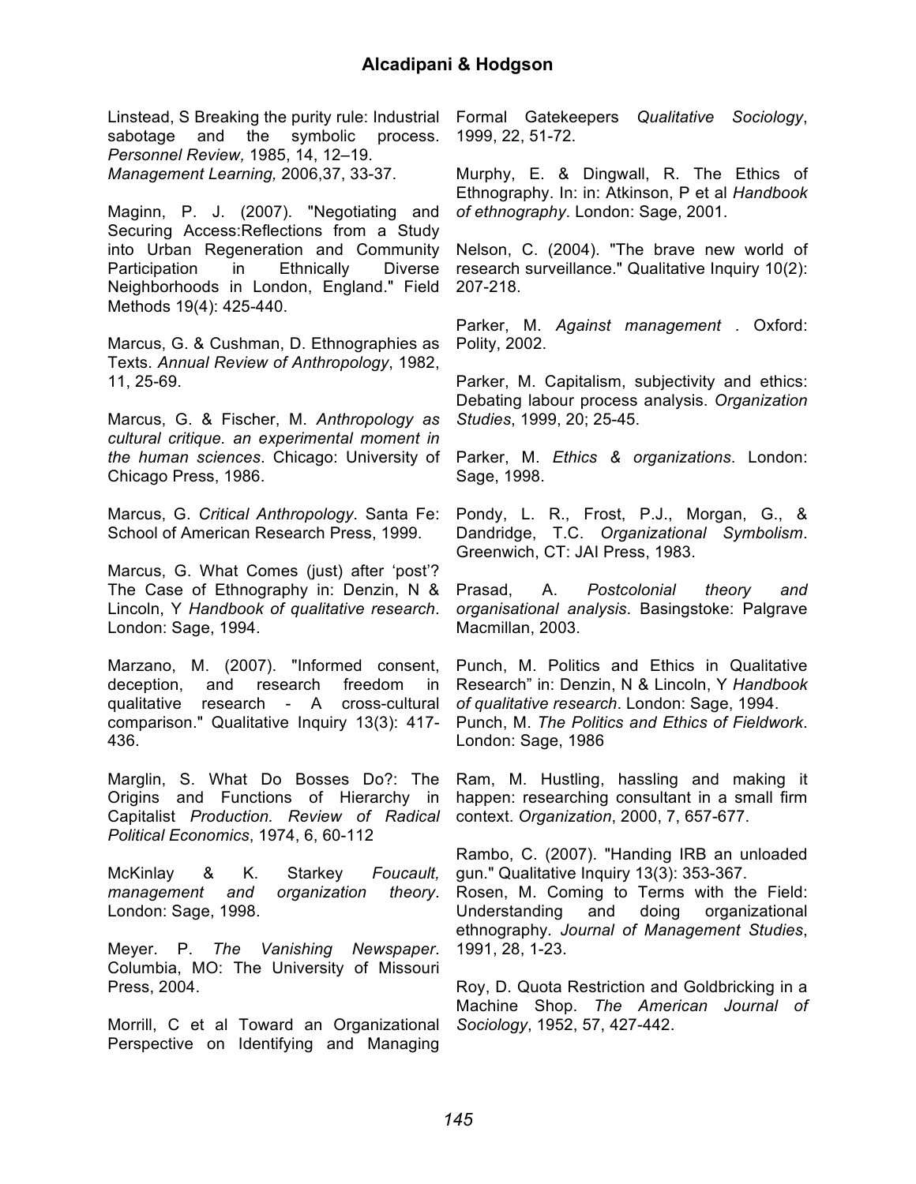Linstead, S Breaking the purity rule: Industrial sabotage and the symbolic process. *Personnel Review,* 1985, 14, 12–19. *Management Learning,* 2006,37, 33-37.

Maginn, P. J. (2007). "Negotiating and Securing Access:Reflections from a Study into Urban Regeneration and Community Participation in Ethnically Diverse Neighborhoods in London, England." Field Methods 19(4): 425-440.

Marcus, G. & Cushman, D. Ethnographies as Texts. *Annual Review of Anthropology*, 1982, 11, 25-69.

Marcus, G. & Fischer, M. *Anthropology as cultural critique. an experimental moment in the human sciences*. Chicago: University of Chicago Press, 1986.

Marcus, G. *Critical Anthropology*. Santa Fe: School of American Research Press, 1999.

Marcus, G. What Comes (just) after 'post'? The Case of Ethnography in: Denzin, N & Lincoln, Y *Handbook of qualitative research*. London: Sage, 1994.

Marzano, M. (2007). "Informed consent, deception, and research freedom in qualitative research - A cross-cultural comparison." Qualitative Inquiry 13(3): 417-436.

Marglin, S. What Do Bosses Do?: The Origins and Functions of Hierarchy in Capitalist *Production. Review of Radical Political Economics*, 1974, 6, 60-112

McKinlay & K. Starkey *Foucault, management and organization theory*. London: Sage, 1998.

Meyer. P. *The Vanishing Newspaper*. Columbia, MO: The University of Missouri Press, 2004.

Morrill, C et al Toward an Organizational Perspective on Identifying and Managing Formal Gatekeepers *Qualitative Sociology*, 1999, 22, 51-72.

Murphy, E. & Dingwall, R. The Ethics of Ethnography. In: in: Atkinson, P et al *Handbook of ethnography*. London: Sage, 2001.

Nelson, C. (2004). "The brave new world of research surveillance." Qualitative Inquiry 10(2): 207-218.

Parker, M. *Against management* . Oxford: Polity, 2002.

Parker, M. Capitalism, subjectivity and ethics: Debating labour process analysis. *Organization Studies*, 1999, 20; 25-45.

Parker, M. *Ethics & organizations*. London: Sage, 1998.

Pondy, L. R., Frost, P.J., Morgan, G., & Dandridge, T.C. *Organizational Symbolism*. Greenwich, CT: JAI Press, 1983.

Prasad, A. *Postcolonial theory and organisational analysis*. Basingstoke: Palgrave Macmillan, 2003.

Punch, M. Politics and Ethics in Qualitative Research" in: Denzin, N & Lincoln, Y *Handbook of qualitative research*. London: Sage, 1994.
Punch, M. *The Politics and Ethics of Fieldwork*. London: Sage, 1986

Ram, M. Hustling, hassling and making it happen: researching consultant in a small firm context. *Organization*, 2000, 7, 657-677.

Rambo, C. (2007). "Handing IRB an unloaded gun." Qualitative Inquiry 13(3): 353-367.
Rosen, M. Coming to Terms with the Field: Understanding and doing organizational ethnography. *Journal of Management Studies*, 1991, 28, 1-23.

Roy, D. Quota Restriction and Goldbricking in a Machine Shop. *The American Journal of Sociology*, 1952, 57, 427-442.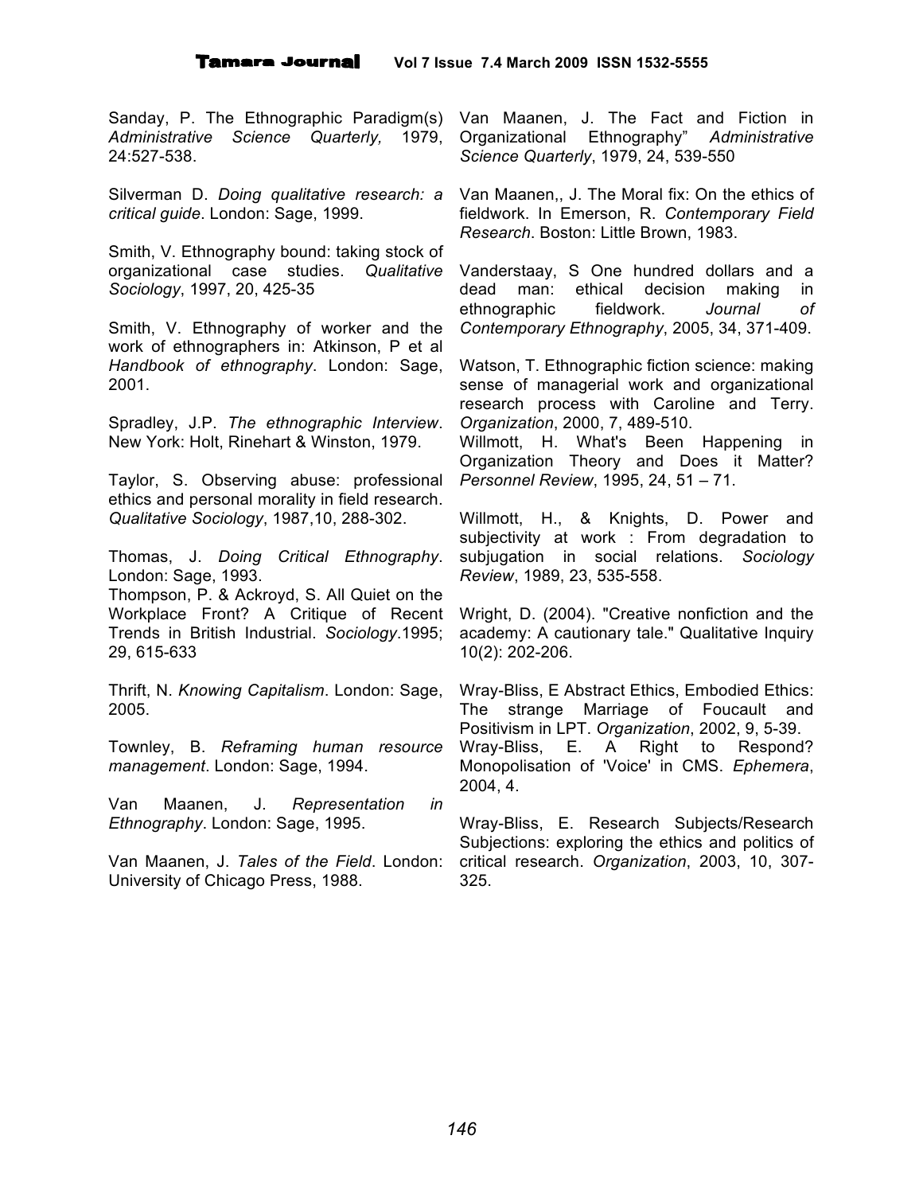Sanday, P. The Ethnographic Paradigm(s) *Administrative Science Quarterly,* 1979, 24:527-538.

Silverman D. *Doing qualitative research: a critical guide*. London: Sage, 1999.

Smith, V. Ethnography bound: taking stock of organizational case studies. *Qualitative Sociology*, 1997, 20, 425-35

Smith, V. Ethnography of worker and the work of ethnographers in: Atkinson, P et al *Handbook of ethnography*. London: Sage, 2001.

Spradley, J.P. *The ethnographic Interview*. New York: Holt, Rinehart & Winston, 1979.

Taylor, S. Observing abuse: professional ethics and personal morality in field research. *Qualitative Sociology*, 1987,10, 288-302.

Thomas, J. *Doing Critical Ethnography*. London: Sage, 1993.

Thompson, P. & Ackroyd, S. All Quiet on the Workplace Front? A Critique of Recent Trends in British Industrial. *Sociology*.1995; 29, 615-633

Thrift, N. *Knowing Capitalism*. London: Sage, 2005.

Townley, B. *Reframing human resource management*. London: Sage, 1994.

Van Maanen, J. *Representation in Ethnography*. London: Sage, 1995.

Van Maanen, J. *Tales of the Field*. London: University of Chicago Press, 1988.

Van Maanen, J. The Fact and Fiction in Organizational Ethnography" *Administrative Science Quarterly*, 1979, 24, 539-550

Van Maanen,, J. The Moral fix: On the ethics of fieldwork. In Emerson, R. *Contemporary Field Research*. Boston: Little Brown, 1983.

Vanderstaay, S One hundred dollars and a dead man: ethical decision making in ethnographic fieldwork. *Journal of Contemporary Ethnography*, 2005, 34, 371-409.

Watson, T. Ethnographic fiction science: making sense of managerial work and organizational research process with Caroline and Terry. *Organization*, 2000, 7, 489-510.

Willmott, H. What's Been Happening in Organization Theory and Does it Matter? *Personnel Review*, 1995, 24, 51 – 71.

Willmott, H., & Knights, D. Power and subjectivity at work : From degradation to subjugation in social relations. *Sociology Review*, 1989, 23, 535-558.

Wright, D. (2004). "Creative nonfiction and the academy: A cautionary tale." Qualitative Inquiry 10(2): 202-206.

Wray-Bliss, E Abstract Ethics, Embodied Ethics: The strange Marriage of Foucault and Positivism in LPT. *Organization*, 2002, 9, 5-39.

Wray-Bliss, E. A Right to Respond? Monopolisation of 'Voice' in CMS. *Ephemera*, 2004, 4.

Wray-Bliss, E. Research Subjects/Research Subjections: exploring the ethics and politics of critical research. *Organization*, 2003, 10, 307-325.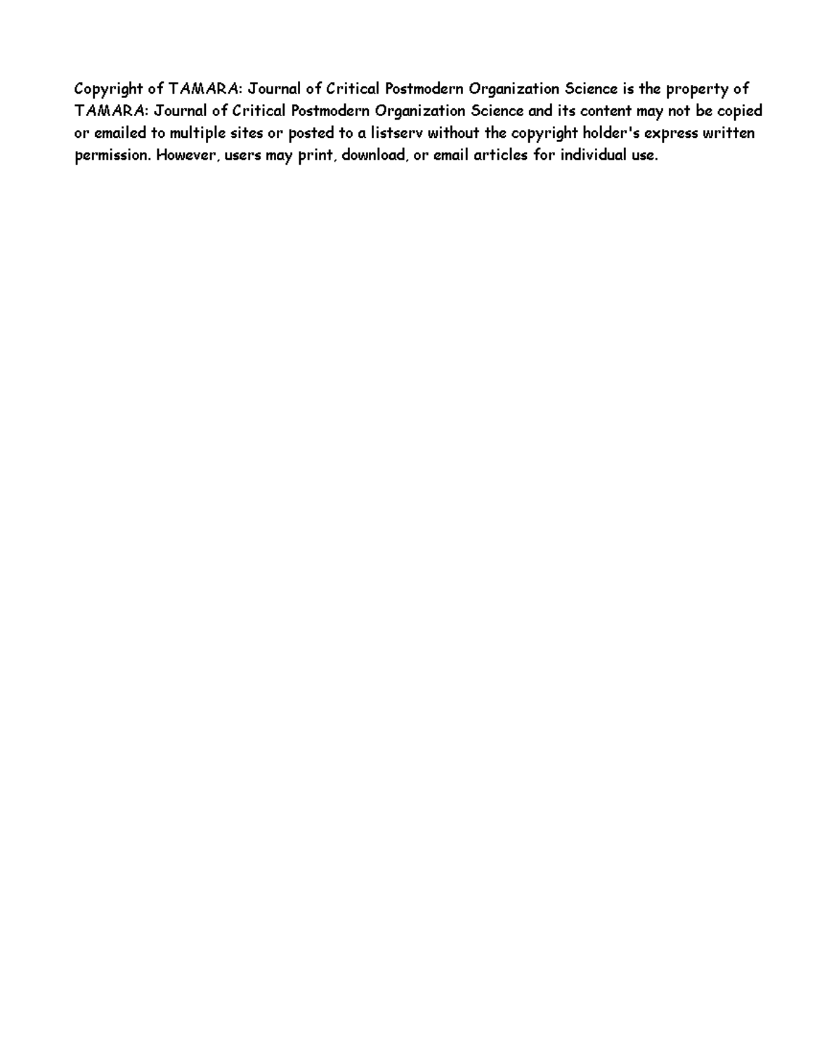Copyright of TAMARA: Journal of Critical Postmodern Organization Science is the property of TAMARA: Journal of Critical Postmodern Organization Science and its content may not be copied or emailed to multiple sites or posted to a listserv without the copyright holder's express written permission. However, users may print, download, or email articles for individual use.